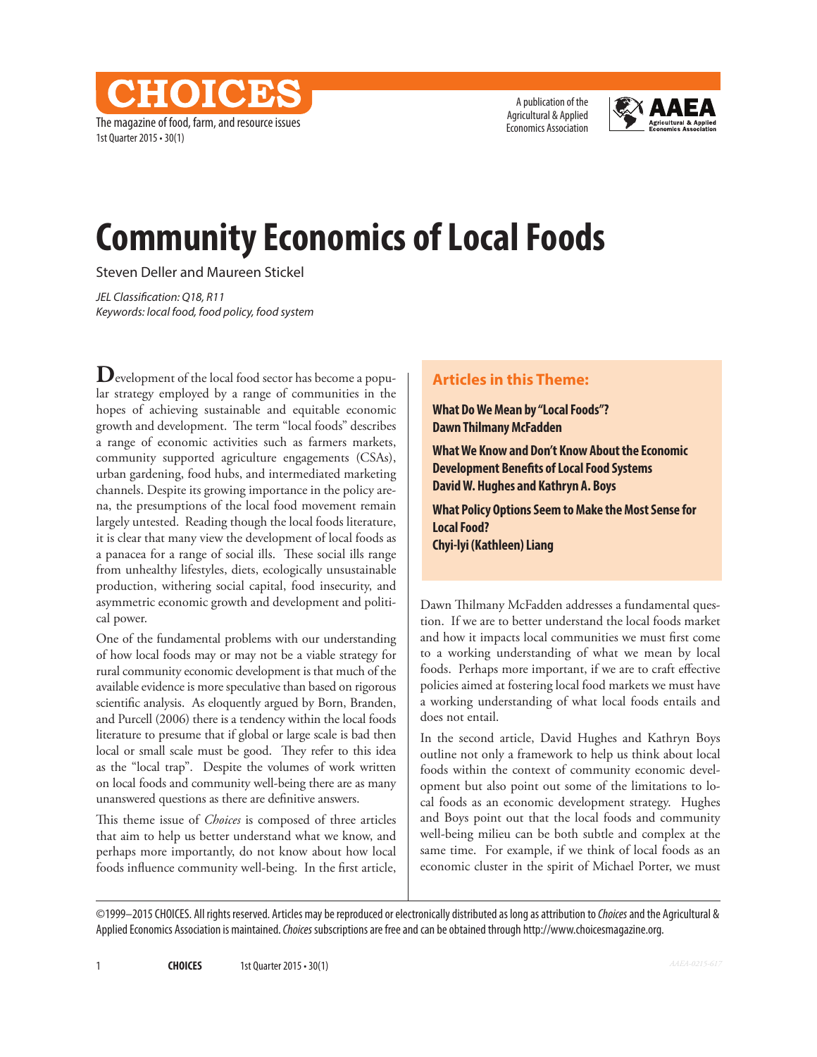# Community Economics of Local Foods

Steven Deller and Maureen Stickel

*JEL Classification: Q18, R11*
*Keywords: local food, food policy, food system*

Development of the local food sector has become a popular strategy employed by a range of communities in the hopes of achieving sustainable and equitable economic growth and development. The term "local foods" describes a range of economic activities such as farmers markets, community supported agriculture engagements (CSAs), urban gardening, food hubs, and intermediated marketing channels. Despite its growing importance in the policy arena, the presumptions of the local food movement remain largely untested. Reading though the local foods literature, it is clear that many view the development of local foods as a panacea for a range of social ills. These social ills range from unhealthy lifestyles, diets, ecologically unsustainable production, withering social capital, food insecurity, and asymmetric economic growth and development and political power.

One of the fundamental problems with our understanding of how local foods may or may not be a viable strategy for rural community economic development is that much of the available evidence is more speculative than based on rigorous scientific analysis. As eloquently argued by Born, Branden, and Purcell (2006) there is a tendency within the local foods literature to presume that if global or large scale is bad then local or small scale must be good. They refer to this idea as the "local trap". Despite the volumes of work written on local foods and community well-being there are as many unanswered questions as there are definitive answers.

This theme issue of *Choices* is composed of three articles that aim to help us better understand what we know, and perhaps more importantly, do not know about how local foods influence community well-being. In the first article, Dawn Thilmany McFadden addresses a fundamental question. If we are to better understand the local foods market and how it impacts local communities we must first come to a working understanding of what we mean by local foods. Perhaps more important, if we are to craft effective policies aimed at fostering local food markets we must have a working understanding of what local foods entails and does not entail.

In the second article, David Hughes and Kathryn Boys outline not only a framework to help us think about local foods within the context of community economic development but also point out some of the limitations to local foods as an economic development strategy. Hughes and Boys point out that the local foods and community well-being milieu can be both subtle and complex at the same time. For example, if we think of local foods as an economic cluster in the spirit of Michael Porter, we must

**Articles in this Theme:**

**What Do We Mean by "Local Foods"?**
**Dawn Thilmany McFadden**

**What We Know and Don't Know About the Economic Development Benefits of Local Food Systems**
**David W. Hughes and Kathryn A. Boys**

**What Policy Options Seem to Make the Most Sense for Local Food?**
**Chyi-lyi (Kathleen) Liang**

©1999–2015 CHOICES. All rights reserved. Articles may be reproduced or electronically distributed as long as attribution to *Choices* and the Agricultural & Applied Economics Association is maintained. *Choices* subscriptions are free and can be obtained through http://www.choicesmagazine.org.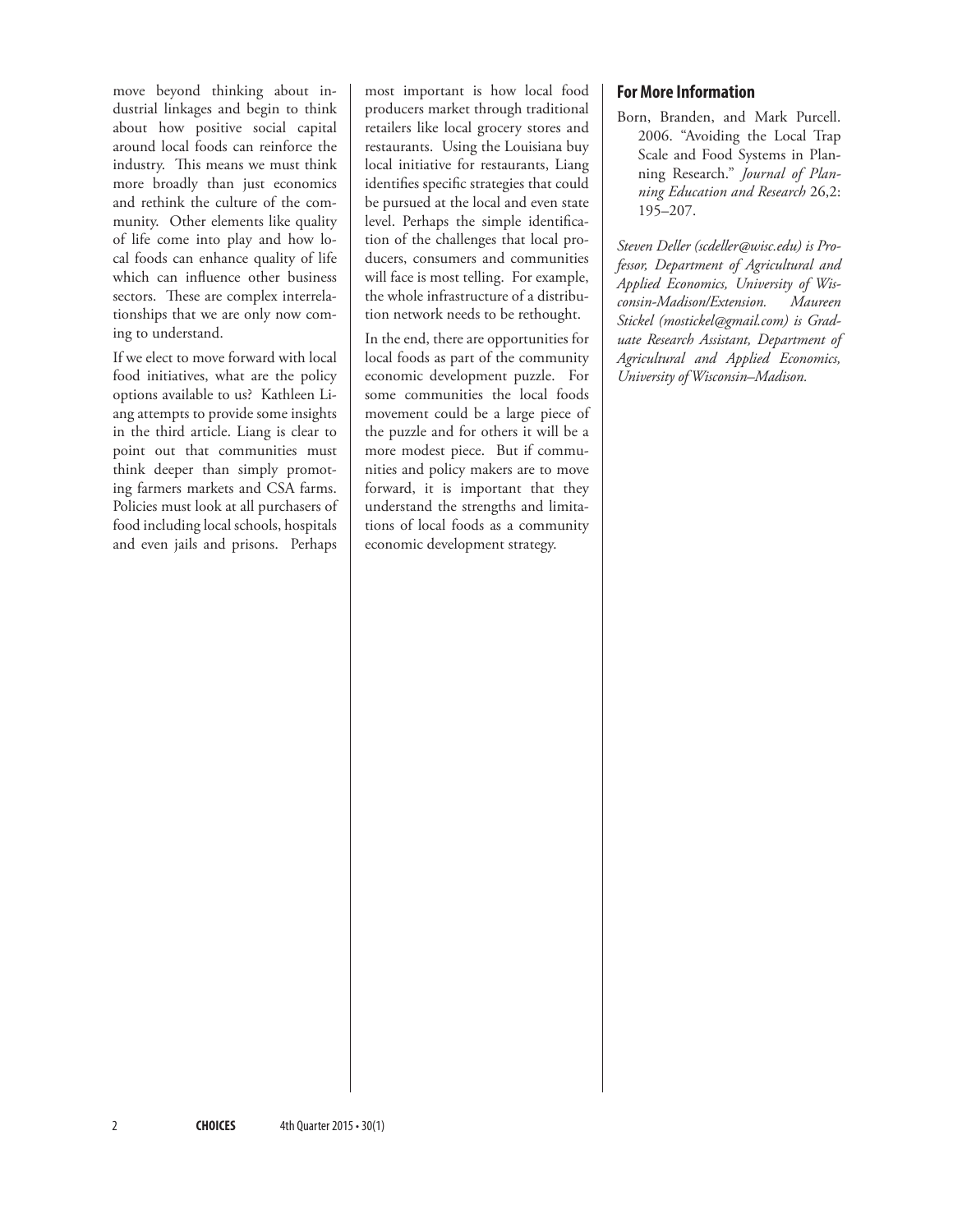move beyond thinking about industrial linkages and begin to think about how positive social capital around local foods can reinforce the industry. This means we must think more broadly than just economics and rethink the culture of the community. Other elements like quality of life come into play and how local foods can enhance quality of life which can influence other business sectors. These are complex interrelationships that we are only now coming to understand.

If we elect to move forward with local food initiatives, what are the policy options available to us? Kathleen Liang attempts to provide some insights in the third article. Liang is clear to point out that communities must think deeper than simply promoting farmers markets and CSA farms. Policies must look at all purchasers of food including local schools, hospitals and even jails and prisons. Perhaps most important is how local food producers market through traditional retailers like local grocery stores and restaurants. Using the Louisiana buy local initiative for restaurants, Liang identifies specific strategies that could be pursued at the local and even state level. Perhaps the simple identification of the challenges that local producers, consumers and communities will face is most telling. For example, the whole infrastructure of a distribution network needs to be rethought.

In the end, there are opportunities for local foods as part of the community economic development puzzle. For some communities the local foods movement could be a large piece of the puzzle and for others it will be a more modest piece. But if communities and policy makers are to move forward, it is important that they understand the strengths and limitations of local foods as a community economic development strategy.

## For More Information

Born, Branden, and Mark Purcell. 2006. "Avoiding the Local Trap Scale and Food Systems in Planning Research." *Journal of Planning Education and Research* 26,2: 195–207.

*Steven Deller (scdeller@wisc.edu) is Professor, Department of Agricultural and Applied Economics, University of Wisconsin-Madison/Extension. Maureen Stickel (mostickel@gmail.com) is Graduate Research Assistant, Department of Agricultural and Applied Economics, University of Wisconsin–Madison.*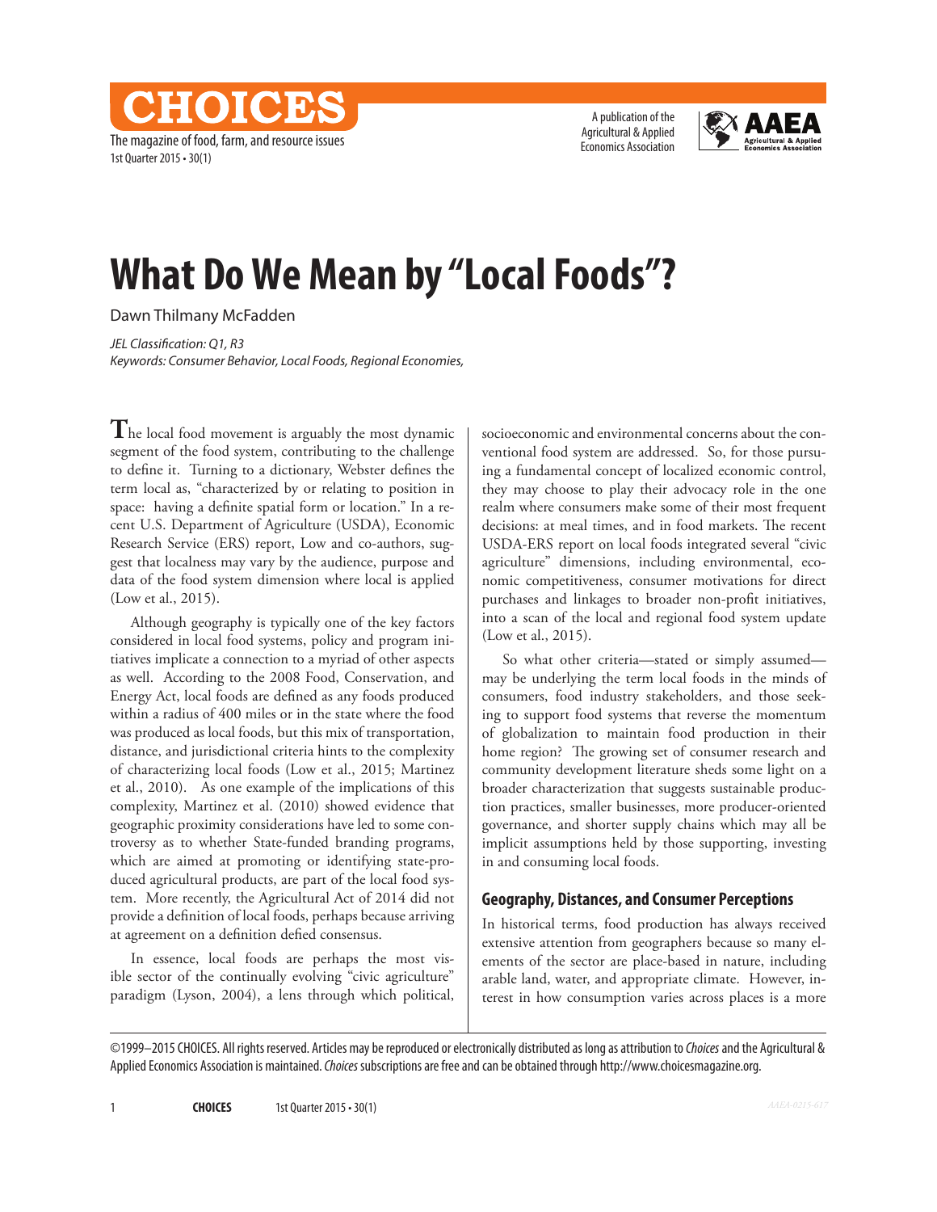# What Do We Mean by "Local Foods"?

Dawn Thilmany McFadden

*JEL Classification: Q1, R3*
*Keywords: Consumer Behavior, Local Foods, Regional Economies,*

The local food movement is arguably the most dynamic segment of the food system, contributing to the challenge to define it. Turning to a dictionary, Webster defines the term local as, "characterized by or relating to position in space: having a definite spatial form or location." In a recent U.S. Department of Agriculture (USDA), Economic Research Service (ERS) report, Low and co-authors, suggest that localness may vary by the audience, purpose and data of the food system dimension where local is applied (Low et al., 2015).

Although geography is typically one of the key factors considered in local food systems, policy and program initiatives implicate a connection to a myriad of other aspects as well. According to the 2008 Food, Conservation, and Energy Act, local foods are defined as any foods produced within a radius of 400 miles or in the state where the food was produced as local foods, but this mix of transportation, distance, and jurisdictional criteria hints to the complexity of characterizing local foods (Low et al., 2015; Martinez et al., 2010). As one example of the implications of this complexity, Martinez et al. (2010) showed evidence that geographic proximity considerations have led to some controversy as to whether State-funded branding programs, which are aimed at promoting or identifying state-produced agricultural products, are part of the local food system. More recently, the Agricultural Act of 2014 did not provide a definition of local foods, perhaps because arriving at agreement on a definition defied consensus.

In essence, local foods are perhaps the most visible sector of the continually evolving "civic agriculture" paradigm (Lyson, 2004), a lens through which political, socioeconomic and environmental concerns about the conventional food system are addressed. So, for those pursuing a fundamental concept of localized economic control, they may choose to play their advocacy role in the one realm where consumers make some of their most frequent decisions: at meal times, and in food markets. The recent USDA-ERS report on local foods integrated several "civic agriculture" dimensions, including environmental, economic competitiveness, consumer motivations for direct purchases and linkages to broader non-profit initiatives, into a scan of the local and regional food system update (Low et al., 2015).

So what other criteria—stated or simply assumed—may be underlying the term local foods in the minds of consumers, food industry stakeholders, and those seeking to support food systems that reverse the momentum of globalization to maintain food production in their home region? The growing set of consumer research and community development literature sheds some light on a broader characterization that suggests sustainable production practices, smaller businesses, more producer-oriented governance, and shorter supply chains which may all be implicit assumptions held by those supporting, investing in and consuming local foods.

## Geography, Distances, and Consumer Perceptions

In historical terms, food production has always received extensive attention from geographers because so many elements of the sector are place-based in nature, including arable land, water, and appropriate climate. However, interest in how consumption varies across places is a more

©1999–2015 CHOICES. All rights reserved. Articles may be reproduced or electronically distributed as long as attribution to *Choices* and the Agricultural & Applied Economics Association is maintained. *Choices* subscriptions are free and can be obtained through http://www.choicesmagazine.org.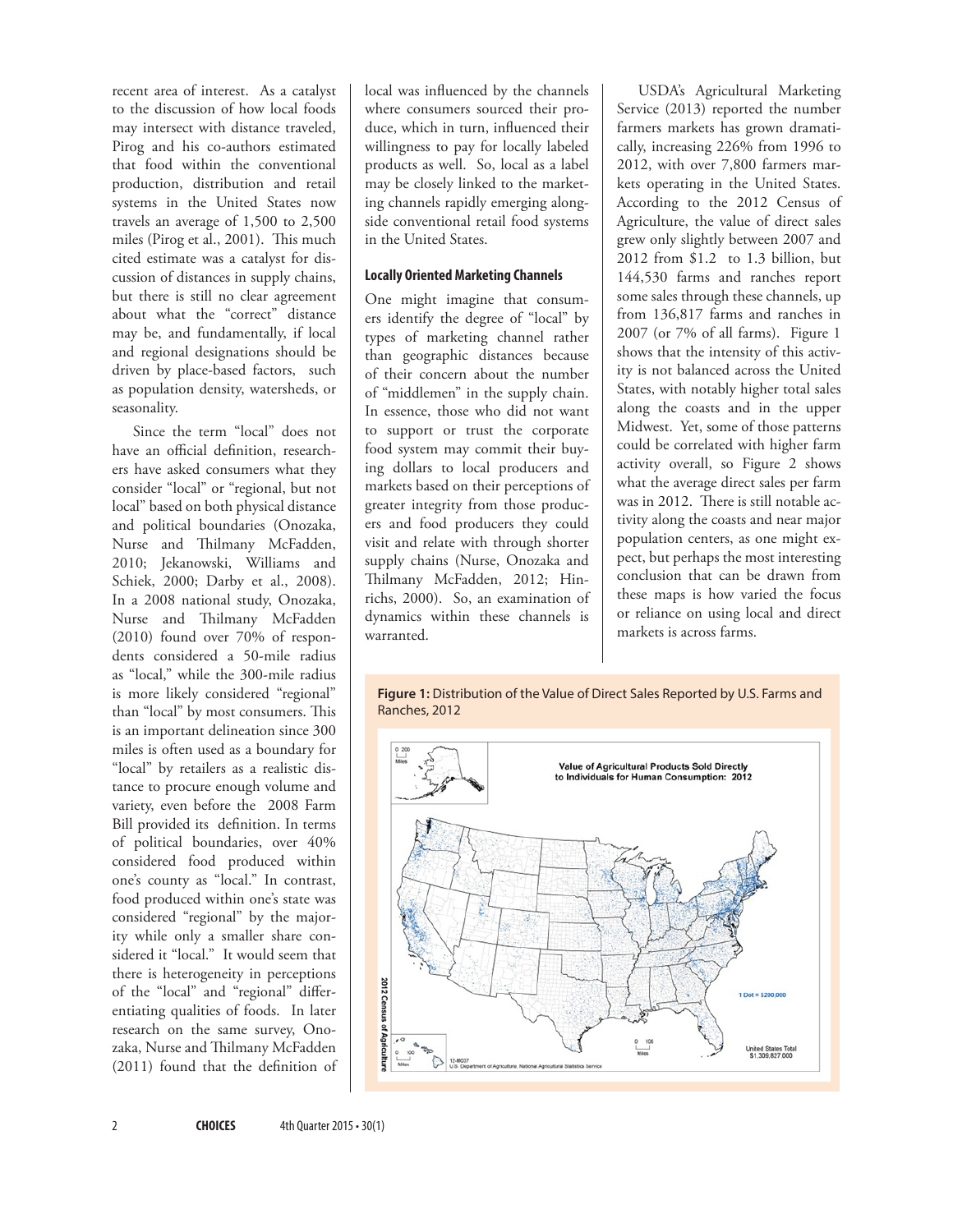recent area of interest. As a catalyst to the discussion of how local foods may intersect with distance traveled, Pirog and his co-authors estimated that food within the conventional production, distribution and retail systems in the United States now travels an average of 1,500 to 2,500 miles (Pirog et al., 2001). This much cited estimate was a catalyst for discussion of distances in supply chains, but there is still no clear agreement about what the "correct" distance may be, and fundamentally, if local and regional designations should be driven by place-based factors, such as population density, watersheds, or seasonality.

Since the term "local" does not have an official definition, researchers have asked consumers what they consider "local" or "regional, but not local" based on both physical distance and political boundaries (Onozaka, Nurse and Thilmany McFadden, 2010; Jekanowski, Williams and Schiek, 2000; Darby et al., 2008). In a 2008 national study, Onozaka, Nurse and Thilmany McFadden (2010) found over 70% of respondents considered a 50-mile radius as "local," while the 300-mile radius is more likely considered "regional" than "local" by most consumers. This is an important delineation since 300 miles is often used as a boundary for "local" by retailers as a realistic distance to procure enough volume and variety, even before the 2008 Farm Bill provided its definition. In terms of political boundaries, over 40% considered food produced within one's county as "local." In contrast, food produced within one's state was considered "regional" by the majority while only a smaller share considered it "local." It would seem that there is heterogeneity in perceptions of the "local" and "regional" differentiating qualities of foods. In later research on the same survey, Onozaka, Nurse and Thilmany McFadden (2011) found that the definition of local was influenced by the channels where consumers sourced their produce, which in turn, influenced their willingness to pay for locally labeled products as well. So, local as a label may be closely linked to the marketing channels rapidly emerging alongside conventional retail food systems in the United States.

### Locally Oriented Marketing Channels

One might imagine that consumers identify the degree of "local" by types of marketing channel rather than geographic distances because of their concern about the number of "middlemen" in the supply chain. In essence, those who did not want to support or trust the corporate food system may commit their buying dollars to local producers and markets based on their perceptions of greater integrity from those producers and food producers they could visit and relate with through shorter supply chains (Nurse, Onozaka and Thilmany McFadden, 2012; Hinrichs, 2000). So, an examination of dynamics within these channels is warranted.

USDA's Agricultural Marketing Service (2013) reported the number farmers markets has grown dramatically, increasing 226% from 1996 to 2012, with over 7,800 farmers markets operating in the United States. According to the 2012 Census of Agriculture, the value of direct sales grew only slightly between 2007 and 2012 from $1.2 to 1.3 billion, but 144,530 farms and ranches report some sales through these channels, up from 136,817 farms and ranches in 2007 (or 7% of all farms). Figure 1 shows that the intensity of this activity is not balanced across the United States, with notably higher total sales along the coasts and in the upper Midwest. Yet, some of those patterns could be correlated with higher farm activity overall, so Figure 2 shows what the average direct sales per farm was in 2012. There is still notable activity along the coasts and near major population centers, as one might expect, but perhaps the most interesting conclusion that can be drawn from these maps is how varied the focus or reliance on using local and direct markets is across farms.

**Figure 1:** Distribution of the Value of Direct Sales Reported by U.S. Farms and Ranches, 2012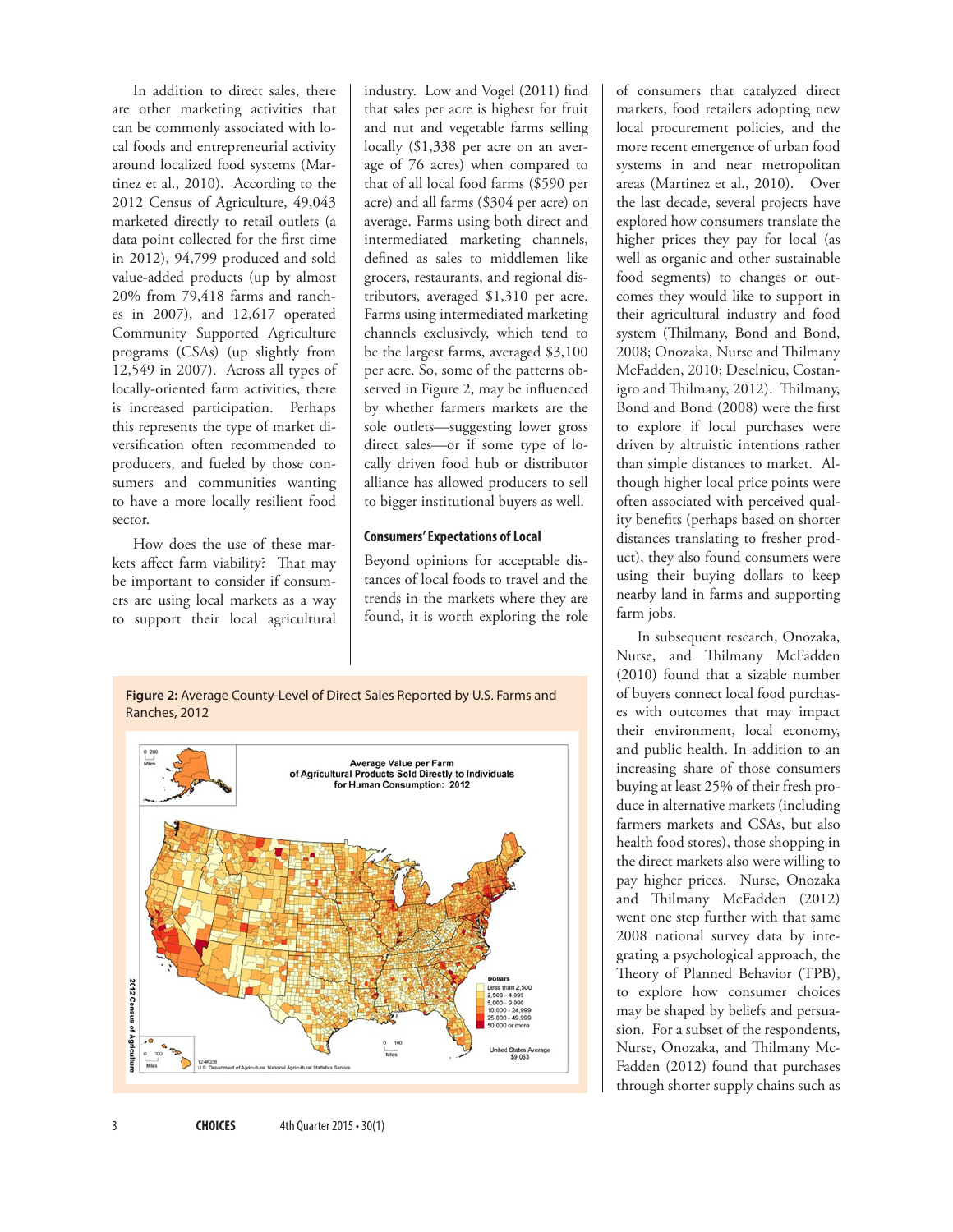In addition to direct sales, there are other marketing activities that can be commonly associated with local foods and entrepreneurial activity around localized food systems (Martinez et al., 2010). According to the 2012 Census of Agriculture, 49,043 marketed directly to retail outlets (a data point collected for the first time in 2012), 94,799 produced and sold value-added products (up by almost 20% from 79,418 farms and ranches in 2007), and 12,617 operated Community Supported Agriculture programs (CSAs) (up slightly from 12,549 in 2007). Across all types of locally-oriented farm activities, there is increased participation. Perhaps this represents the type of market diversification often recommended to producers, and fueled by those consumers and communities wanting to have a more locally resilient food sector.

How does the use of these markets affect farm viability? That may be important to consider if consumers are using local markets as a way to support their local agricultural industry. Low and Vogel (2011) find that sales per acre is highest for fruit and nut and vegetable farms selling locally ($1,338 per acre on an average of 76 acres) when compared to that of all local food farms ($590 per acre) and all farms ($304 per acre) on average. Farms using both direct and intermediated marketing channels, defined as sales to middlemen like grocers, restaurants, and regional distributors, averaged $1,310 per acre. Farms using intermediated marketing channels exclusively, which tend to be the largest farms, averaged $3,100 per acre. So, some of the patterns observed in Figure 2, may be influenced by whether farmers markets are the sole outlets—suggesting lower gross direct sales—or if some type of locally driven food hub or distributor alliance has allowed producers to sell to bigger institutional buyers as well.

### Consumers' Expectations of Local

Beyond opinions for acceptable distances of local foods to travel and the trends in the markets where they are found, it is worth exploring the role of consumers that catalyzed direct markets, food retailers adopting new local procurement policies, and the more recent emergence of urban food systems in and near metropolitan areas (Martinez et al., 2010). Over the last decade, several projects have explored how consumers translate the higher prices they pay for local (as well as organic and other sustainable food segments) to changes or outcomes they would like to support in their agricultural industry and food system (Thilmany, Bond and Bond, 2008; Onozaka, Nurse and Thilmany McFadden, 2010; Deselnicu, Costanigro and Thilmany, 2012). Thilmany, Bond and Bond (2008) were the first to explore if local purchases were driven by altruistic intentions rather than simple distances to market. Although higher local price points were often associated with perceived quality benefits (perhaps based on shorter distances translating to fresher product), they also found consumers were using their buying dollars to keep nearby land in farms and supporting farm jobs.

In subsequent research, Onozaka, Nurse, and Thilmany McFadden (2010) found that a sizable number of buyers connect local food purchases with outcomes that may impact their environment, local economy, and public health. In addition to an increasing share of those consumers buying at least 25% of their fresh produce in alternative markets (including farmers markets and CSAs, but also health food stores), those shopping in the direct markets also were willing to pay higher prices. Nurse, Onozaka and Thilmany McFadden (2012) went one step further with that same 2008 national survey data by integrating a psychological approach, the Theory of Planned Behavior (TPB), to explore how consumer choices may be shaped by beliefs and persuasion. For a subset of the respondents, Nurse, Onozaka, and Thilmany McFadden (2012) found that purchases through shorter supply chains such as

**Figure 2:** Average County-Level of Direct Sales Reported by U.S. Farms and Ranches, 2012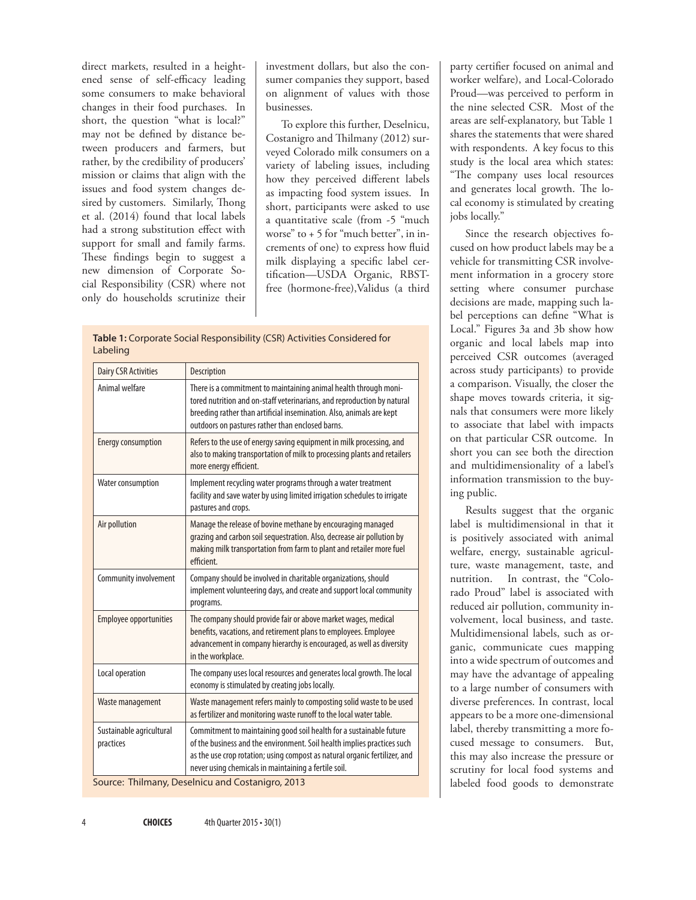direct markets, resulted in a heightened sense of self-efficacy leading some consumers to make behavioral changes in their food purchases. In short, the question "what is local?" may not be defined by distance between producers and farmers, but rather, by the credibility of producers' mission or claims that align with the issues and food system changes desired by customers. Similarly, Thong et al. (2014) found that local labels had a strong substitution effect with support for small and family farms. These findings begin to suggest a new dimension of Corporate Social Responsibility (CSR) where not only do households scrutinize their investment dollars, but also the consumer companies they support, based on alignment of values with those businesses.

To explore this further, Deselnicu, Costanigro and Thilmany (2012) surveyed Colorado milk consumers on a variety of labeling issues, including how they perceived different labels as impacting food system issues. In short, participants were asked to use a quantitative scale (from -5 "much worse" to + 5 for "much better", in increments of one) to express how fluid milk displaying a specific label certification—USDA Organic, RBST-free (hormone-free),Validus (a third party certifier focused on animal and worker welfare), and Local-Colorado Proud—was perceived to perform in the nine selected CSR. Most of the areas are self-explanatory, but Table 1 shares the statements that were shared with respondents. A key focus to this study is the local area which states: "The company uses local resources and generates local growth. The local economy is stimulated by creating jobs locally."

**Table 1:** Corporate Social Responsibility (CSR) Activities Considered for Labeling

| Dairy CSR Activities | Description |
| --- | --- |
| Animal welfare | There is a commitment to maintaining animal health through monitored nutrition and on-staff veterinarians, and reproduction by natural breeding rather than artificial insemination. Also, animals are kept outdoors on pastures rather than enclosed barns. |
| Energy consumption | Refers to the use of energy saving equipment in milk processing, and also to making transportation of milk to processing plants and retailers more energy efficient. |
| Water consumption | Implement recycling water programs through a water treatment facility and save water by using limited irrigation schedules to irrigate pastures and crops. |
| Air pollution | Manage the release of bovine methane by encouraging managed grazing and carbon soil sequestration. Also, decrease air pollution by making milk transportation from farm to plant and retailer more fuel efficient. |
| Community involvement | Company should be involved in charitable organizations, should implement volunteering days, and create and support local community programs. |
| Employee opportunities | The company should provide fair or above market wages, medical benefits, vacations, and retirement plans to employees. Employee advancement in company hierarchy is encouraged, as well as diversity in the workplace. |
| Local operation | The company uses local resources and generates local growth. The local economy is stimulated by creating jobs locally. |
| Waste management | Waste management refers mainly to composting solid waste to be used as fertilizer and monitoring waste runoff to the local water table. |
| Sustainable agricultural practices | Commitment to maintaining good soil health for a sustainable future of the business and the environment. Soil health implies practices such as the use crop rotation; using compost as natural organic fertilizer, and never using chemicals in maintaining a fertile soil. |

Source: Thilmany, Deselnicu and Costanigro, 2013

Since the research objectives focused on how product labels may be a vehicle for transmitting CSR involvement information in a grocery store setting where consumer purchase decisions are made, mapping such label perceptions can define "What is Local." Figures 3a and 3b show how organic and local labels map into perceived CSR outcomes (averaged across study participants) to provide a comparison. Visually, the closer the shape moves towards criteria, it signals that consumers were more likely to associate that label with impacts on that particular CSR outcome. In short you can see both the direction and multidimensionality of a label's information transmission to the buying public.

Results suggest that the organic label is multidimensional in that it is positively associated with animal welfare, energy, sustainable agriculture, waste management, taste, and nutrition. In contrast, the "Colorado Proud" label is associated with reduced air pollution, community involvement, local business, and taste. Multidimensional labels, such as organic, communicate cues mapping into a wide spectrum of outcomes and may have the advantage of appealing to a large number of consumers with diverse preferences. In contrast, local appears to be a more one-dimensional label, thereby transmitting a more focused message to consumers. But, this may also increase the pressure or scrutiny for local food systems and labeled food goods to demonstrate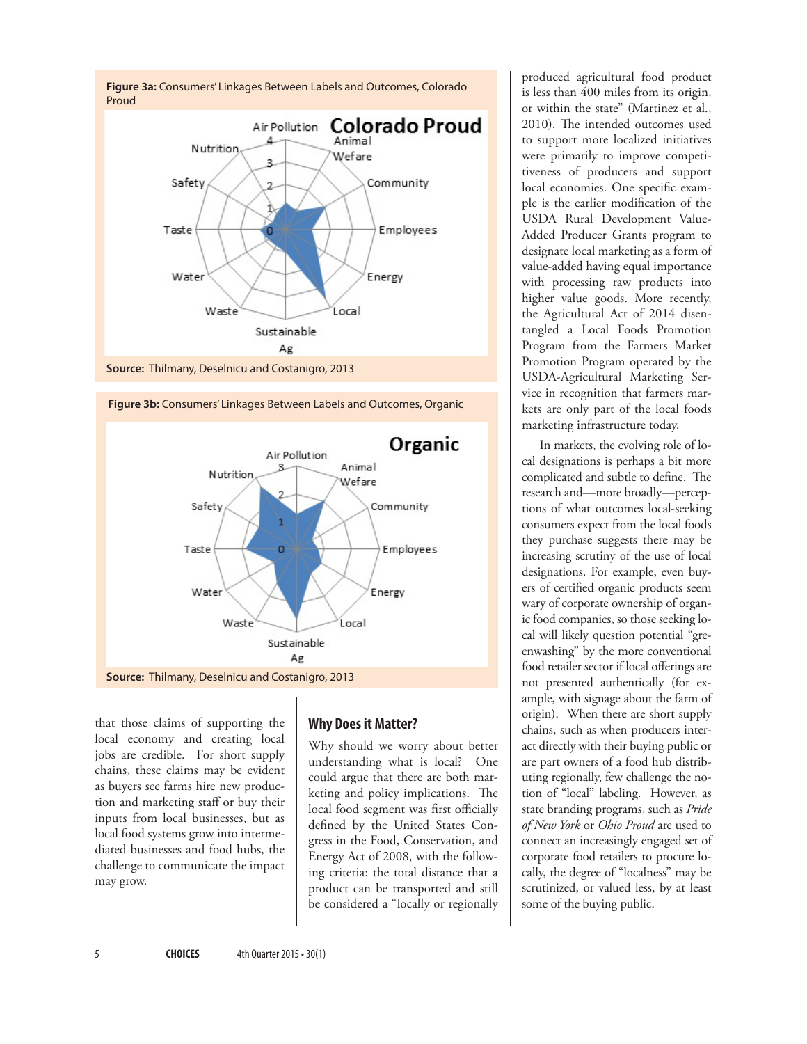**Figure 3a:** Consumers' Linkages Between Labels and Outcomes, Colorado Proud

**Source:** Thilmany, Deselnicu and Costanigro, 2013

**Figure 3b:** Consumers' Linkages Between Labels and Outcomes, Organic

**Source:** Thilmany, Deselnicu and Costanigro, 2013

that those claims of supporting the local economy and creating local jobs are credible. For short supply chains, these claims may be evident as buyers see farms hire new production and marketing staff or buy their inputs from local businesses, but as local food systems grow into intermediated businesses and food hubs, the challenge to communicate the impact may grow.

## Why Does it Matter?

Why should we worry about better understanding what is local? One could argue that there are both marketing and policy implications. The local food segment was first officially defined by the United States Congress in the Food, Conservation, and Energy Act of 2008, with the following criteria: the total distance that a product can be transported and still be considered a "locally or regionally produced agricultural food product is less than 400 miles from its origin, or within the state" (Martinez et al., 2010). The intended outcomes used to support more localized initiatives were primarily to improve competitiveness of producers and support local economies. One specific example is the earlier modification of the USDA Rural Development Value-Added Producer Grants program to designate local marketing as a form of value-added having equal importance with processing raw products into higher value goods. More recently, the Agricultural Act of 2014 disentangled a Local Foods Promotion Program from the Farmers Market Promotion Program operated by the USDA-Agricultural Marketing Service in recognition that farmers markets are only part of the local foods marketing infrastructure today.

In markets, the evolving role of local designations is perhaps a bit more complicated and subtle to define. The research and—more broadly—perceptions of what outcomes local-seeking consumers expect from the local foods they purchase suggests there may be increasing scrutiny of the use of local designations. For example, even buyers of certified organic products seem wary of corporate ownership of organic food companies, so those seeking local will likely question potential "greenwashing" by the more conventional food retailer sector if local offerings are not presented authentically (for example, with signage about the farm of origin). When there are short supply chains, such as when producers interact directly with their buying public or are part owners of a food hub distributing regionally, few challenge the notion of "local" labeling. However, as state branding programs, such as *Pride of New York* or *Ohio Proud* are used to connect an increasingly engaged set of corporate food retailers to procure locally, the degree of "localness" may be scrutinized, or valued less, by at least some of the buying public.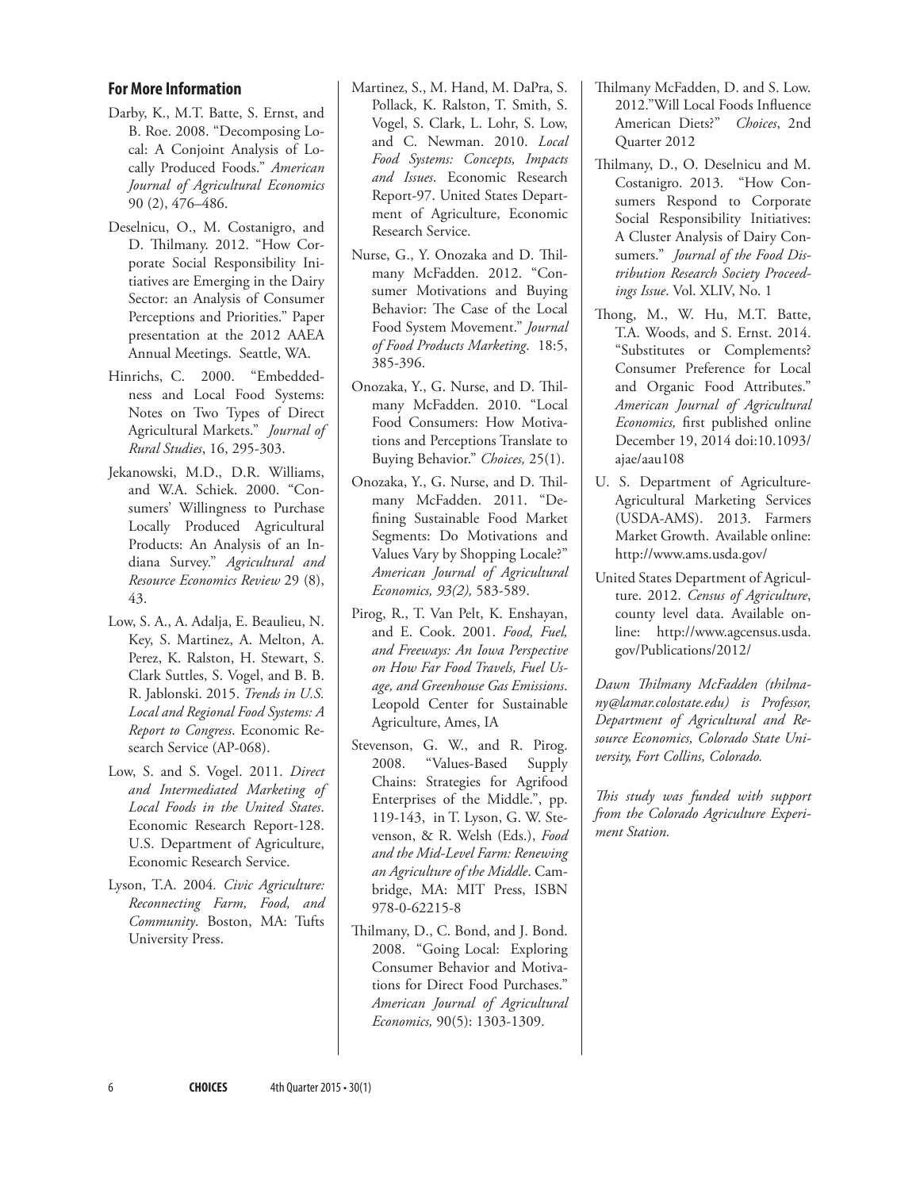## For More Information

Darby, K., M.T. Batte, S. Ernst, and B. Roe. 2008. "Decomposing Local: A Conjoint Analysis of Locally Produced Foods." *American Journal of Agricultural Economics* 90 (2), 476–486.

Deselnicu, O., M. Costanigro, and D. Thilmany. 2012. "How Corporate Social Responsibility Initiatives are Emerging in the Dairy Sector: an Analysis of Consumer Perceptions and Priorities." Paper presentation at the 2012 AAEA Annual Meetings. Seattle, WA.

Hinrichs, C. 2000. "Embeddedness and Local Food Systems: Notes on Two Types of Direct Agricultural Markets." *Journal of Rural Studies*, 16, 295-303.

Jekanowski, M.D., D.R. Williams, and W.A. Schiek. 2000. "Consumers' Willingness to Purchase Locally Produced Agricultural Products: An Analysis of an Indiana Survey." *Agricultural and Resource Economics Review* 29 (8), 43.

Low, S. A., A. Adalja, E. Beaulieu, N. Key, S. Martinez, A. Melton, A. Perez, K. Ralston, H. Stewart, S. Clark Suttles, S. Vogel, and B. B. R. Jablonski. 2015. *Trends in U.S. Local and Regional Food Systems: A Report to Congress*. Economic Research Service (AP-068).

Low, S. and S. Vogel. 2011. *Direct and Intermediated Marketing of Local Foods in the United States*. Economic Research Report-128. U.S. Department of Agriculture, Economic Research Service.

Lyson, T.A. 2004. *Civic Agriculture: Reconnecting Farm, Food, and Community*. Boston, MA: Tufts University Press.

Martinez, S., M. Hand, M. DaPra, S. Pollack, K. Ralston, T. Smith, S. Vogel, S. Clark, L. Lohr, S. Low, and C. Newman. 2010. *Local Food Systems: Concepts, Impacts and Issues*. Economic Research Report-97. United States Department of Agriculture, Economic Research Service.

Nurse, G., Y. Onozaka and D. Thilmany McFadden. 2012. "Consumer Motivations and Buying Behavior: The Case of the Local Food System Movement." *Journal of Food Products Marketing*. 18:5, 385-396.

Onozaka, Y., G. Nurse, and D. Thilmany McFadden. 2010. "Local Food Consumers: How Motivations and Perceptions Translate to Buying Behavior." *Choices,* 25(1).

Onozaka, Y., G. Nurse, and D. Thilmany McFadden. 2011. "Defining Sustainable Food Market Segments: Do Motivations and Values Vary by Shopping Locale?" *American Journal of Agricultural Economics, 93(2),* 583-589.

Pirog, R., T. Van Pelt, K. Enshayan, and E. Cook. 2001. *Food, Fuel, and Freeways: An Iowa Perspective on How Far Food Travels, Fuel Usage, and Greenhouse Gas Emissions*. Leopold Center for Sustainable Agriculture, Ames, IA

Stevenson, G. W., and R. Pirog. 2008. "Values-Based Supply Chains: Strategies for Agrifood Enterprises of the Middle.", pp. 119-143, in T. Lyson, G. W. Stevenson, & R. Welsh (Eds.), *Food and the Mid-Level Farm: Renewing an Agriculture of the Middle*. Cambridge, MA: MIT Press, ISBN 978-0-62215-8

Thilmany, D., C. Bond, and J. Bond. 2008. "Going Local: Exploring Consumer Behavior and Motivations for Direct Food Purchases." *American Journal of Agricultural Economics,* 90(5): 1303-1309.

Thilmany McFadden, D. and S. Low. 2012."Will Local Foods Influence American Diets?" *Choices*, 2nd Quarter 2012

Thilmany, D., O. Deselnicu and M. Costanigro. 2013. "How Consumers Respond to Corporate Social Responsibility Initiatives: A Cluster Analysis of Dairy Consumers." *Journal of the Food Distribution Research Society Proceedings Issue*. Vol. XLIV, No. 1

Thong, M., W. Hu, M.T. Batte, T.A. Woods, and S. Ernst. 2014. "Substitutes or Complements? Consumer Preference for Local and Organic Food Attributes." *American Journal of Agricultural Economics,* first published online December 19, 2014 doi:10.1093/ajae/aau108

U. S. Department of Agriculture-Agricultural Marketing Services (USDA-AMS). 2013. Farmers Market Growth. Available online: http://www.ams.usda.gov/

United States Department of Agriculture. 2012. *Census of Agriculture*, county level data. Available online: http://www.agcensus.usda.gov/Publications/2012/

*Dawn Thilmany McFadden (thilmany@lamar.colostate.edu) is Professor, Department of Agricultural and Resource Economics, Colorado State University, Fort Collins, Colorado.*

*This study was funded with support from the Colorado Agriculture Experiment Station.*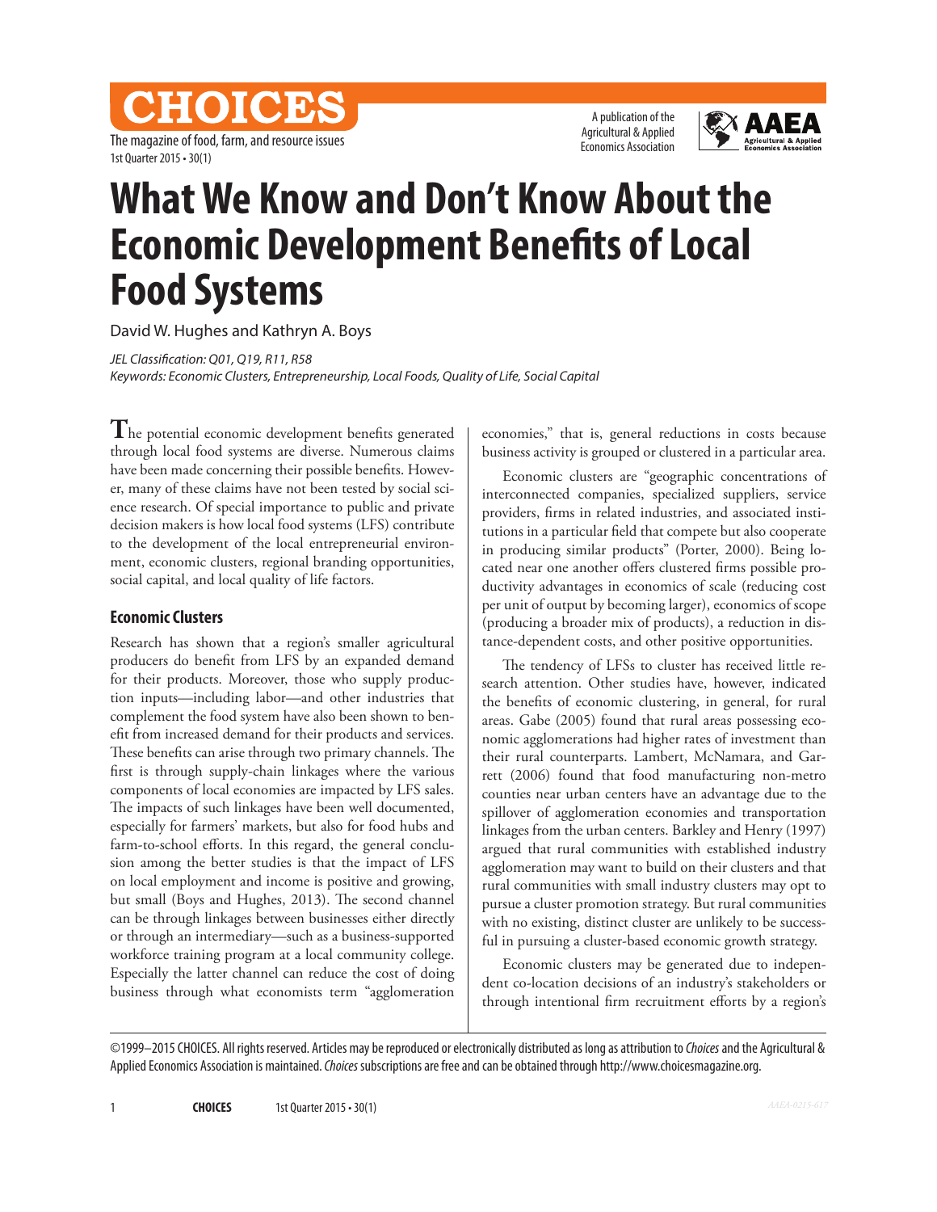# What We Know and Don't Know About the Economic Development Benefits of Local Food Systems

David W. Hughes and Kathryn A. Boys

*JEL Classification: Q01, Q19, R11, R58*
*Keywords: Economic Clusters, Entrepreneurship, Local Foods, Quality of Life, Social Capital*

The potential economic development benefits generated through local food systems are diverse. Numerous claims have been made concerning their possible benefits. However, many of these claims have not been tested by social science research. Of special importance to public and private decision makers is how local food systems (LFS) contribute to the development of the local entrepreneurial environment, economic clusters, regional branding opportunities, social capital, and local quality of life factors.

## Economic Clusters

Research has shown that a region's smaller agricultural producers do benefit from LFS by an expanded demand for their products. Moreover, those who supply production inputs—including labor—and other industries that complement the food system have also been shown to benefit from increased demand for their products and services. These benefits can arise through two primary channels. The first is through supply-chain linkages where the various components of local economies are impacted by LFS sales. The impacts of such linkages have been well documented, especially for farmers' markets, but also for food hubs and farm-to-school efforts. In this regard, the general conclusion among the better studies is that the impact of LFS on local employment and income is positive and growing, but small (Boys and Hughes, 2013). The second channel can be through linkages between businesses either directly or through an intermediary—such as a business-supported workforce training program at a local community college. Especially the latter channel can reduce the cost of doing business through what economists term "agglomeration economies," that is, general reductions in costs because business activity is grouped or clustered in a particular area.

Economic clusters are "geographic concentrations of interconnected companies, specialized suppliers, service providers, firms in related industries, and associated institutions in a particular field that compete but also cooperate in producing similar products" (Porter, 2000). Being located near one another offers clustered firms possible productivity advantages in economics of scale (reducing cost per unit of output by becoming larger), economics of scope (producing a broader mix of products), a reduction in distance-dependent costs, and other positive opportunities.

The tendency of LFSs to cluster has received little research attention. Other studies have, however, indicated the benefits of economic clustering, in general, for rural areas. Gabe (2005) found that rural areas possessing economic agglomerations had higher rates of investment than their rural counterparts. Lambert, McNamara, and Garrett (2006) found that food manufacturing non-metro counties near urban centers have an advantage due to the spillover of agglomeration economies and transportation linkages from the urban centers. Barkley and Henry (1997) argued that rural communities with established industry agglomeration may want to build on their clusters and that rural communities with small industry clusters may opt to pursue a cluster promotion strategy. But rural communities with no existing, distinct cluster are unlikely to be successful in pursuing a cluster-based economic growth strategy.

Economic clusters may be generated due to independent co-location decisions of an industry's stakeholders or through intentional firm recruitment efforts by a region's

©1999–2015 CHOICES. All rights reserved. Articles may be reproduced or electronically distributed as long as attribution to *Choices* and the Agricultural & Applied Economics Association is maintained. *Choices* subscriptions are free and can be obtained through http://www.choicesmagazine.org.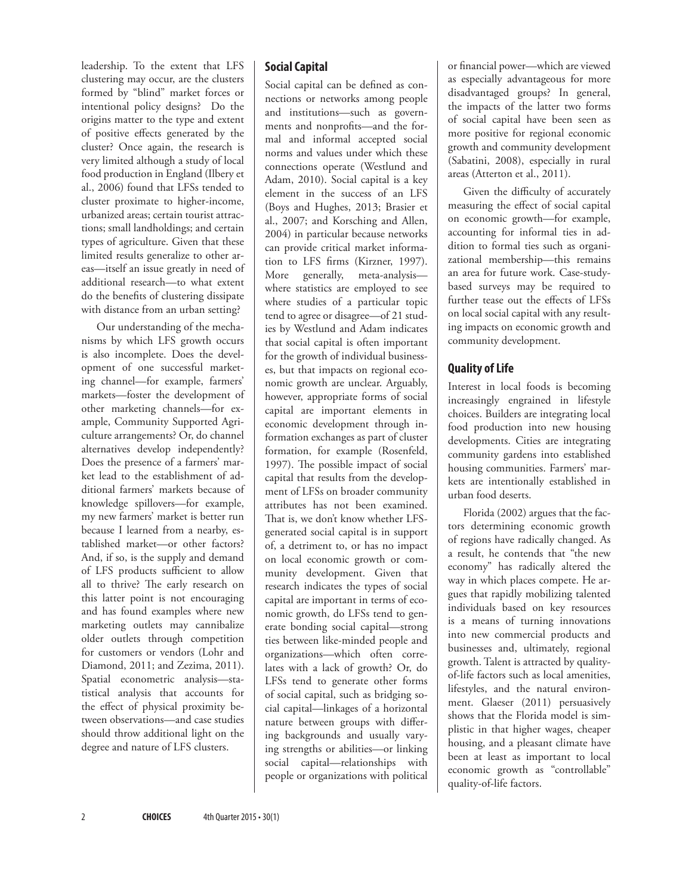leadership. To the extent that LFS clustering may occur, are the clusters formed by "blind" market forces or intentional policy designs? Do the origins matter to the type and extent of positive effects generated by the cluster? Once again, the research is very limited although a study of local food production in England (Ilbery et al., 2006) found that LFSs tended to cluster proximate to higher-income, urbanized areas; certain tourist attractions; small landholdings; and certain types of agriculture. Given that these limited results generalize to other areas—itself an issue greatly in need of additional research—to what extent do the benefits of clustering dissipate with distance from an urban setting?

Our understanding of the mechanisms by which LFS growth occurs is also incomplete. Does the development of one successful marketing channel—for example, farmers' markets—foster the development of other marketing channels—for example, Community Supported Agriculture arrangements? Or, do channel alternatives develop independently? Does the presence of a farmers' market lead to the establishment of additional farmers' markets because of knowledge spillovers—for example, my new farmers' market is better run because I learned from a nearby, established market—or other factors? And, if so, is the supply and demand of LFS products sufficient to allow all to thrive? The early research on this latter point is not encouraging and has found examples where new marketing outlets may cannibalize older outlets through competition for customers or vendors (Lohr and Diamond, 2011; and Zezima, 2011). Spatial econometric analysis—statistical analysis that accounts for the effect of physical proximity between observations—and case studies should throw additional light on the degree and nature of LFS clusters.

## Social Capital

Social capital can be defined as connections or networks among people and institutions—such as governments and nonprofits—and the formal and informal accepted social norms and values under which these connections operate (Westlund and Adam, 2010). Social capital is a key element in the success of an LFS (Boys and Hughes, 2013; Brasier et al., 2007; and Korsching and Allen, 2004) in particular because networks can provide critical market information to LFS firms (Kirzner, 1997). More generally, meta-analysis—where statistics are employed to see where studies of a particular topic tend to agree or disagree—of 21 studies by Westlund and Adam indicates that social capital is often important for the growth of individual businesses, but that impacts on regional economic growth are unclear. Arguably, however, appropriate forms of social capital are important elements in economic development through information exchanges as part of cluster formation, for example (Rosenfeld, 1997). The possible impact of social capital that results from the development of LFSs on broader community attributes has not been examined. That is, we don't know whether LFS-generated social capital is in support of, a detriment to, or has no impact on local economic growth or community development. Given that research indicates the types of social capital are important in terms of economic growth, do LFSs tend to generate bonding social capital—strong ties between like-minded people and organizations—which often correlates with a lack of growth? Or, do LFSs tend to generate other forms of social capital, such as bridging social capital—linkages of a horizontal nature between groups with differing backgrounds and usually varying strengths or abilities—or linking social capital—relationships with people or organizations with political or financial power—which are viewed as especially advantageous for more disadvantaged groups? In general, the impacts of the latter two forms of social capital have been seen as more positive for regional economic growth and community development (Sabatini, 2008), especially in rural areas (Atterton et al., 2011).

Given the difficulty of accurately measuring the effect of social capital on economic growth—for example, accounting for informal ties in addition to formal ties such as organizational membership—this remains an area for future work. Case-study-based surveys may be required to further tease out the effects of LFSs on local social capital with any resulting impacts on economic growth and community development.

## Quality of Life

Interest in local foods is becoming increasingly engrained in lifestyle choices. Builders are integrating local food production into new housing developments. Cities are integrating community gardens into established housing communities. Farmers' markets are intentionally established in urban food deserts.

Florida (2002) argues that the factors determining economic growth of regions have radically changed. As a result, he contends that "the new economy" has radically altered the way in which places compete. He argues that rapidly mobilizing talented individuals based on key resources is a means of turning innovations into new commercial products and businesses and, ultimately, regional growth. Talent is attracted by quality-of-life factors such as local amenities, lifestyles, and the natural environment. Glaeser (2011) persuasively shows that the Florida model is simplistic in that higher wages, cheaper housing, and a pleasant climate have been at least as important to local economic growth as "controllable" quality-of-life factors.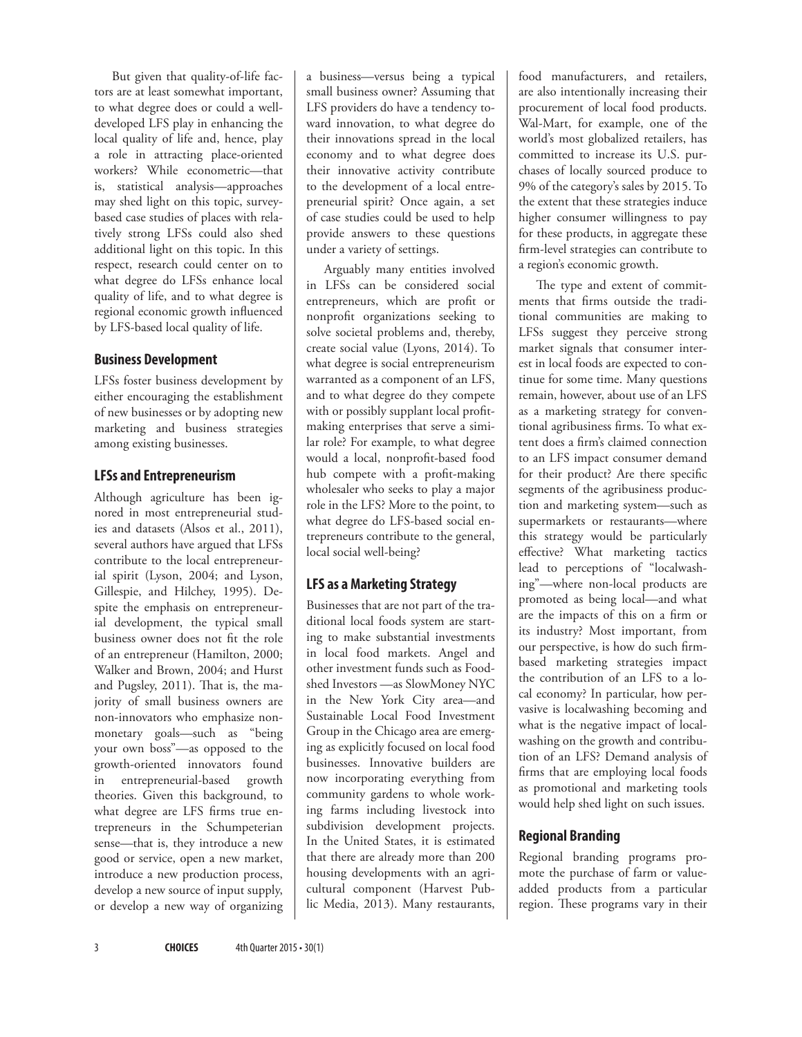But given that quality-of-life factors are at least somewhat important, to what degree does or could a well-developed LFS play in enhancing the local quality of life and, hence, play a role in attracting place-oriented workers? While econometric—that is, statistical analysis—approaches may shed light on this topic, survey-based case studies of places with relatively strong LFSs could also shed additional light on this topic. In this respect, research could center on to what degree do LFSs enhance local quality of life, and to what degree is regional economic growth influenced by LFS-based local quality of life.

## Business Development

LFSs foster business development by either encouraging the establishment of new businesses or by adopting new marketing and business strategies among existing businesses.

## LFSs and Entrepreneurism

Although agriculture has been ignored in most entrepreneurial studies and datasets (Alsos et al., 2011), several authors have argued that LFSs contribute to the local entrepreneurial spirit (Lyson, 2004; and Lyson, Gillespie, and Hilchey, 1995). Despite the emphasis on entrepreneurial development, the typical small business owner does not fit the role of an entrepreneur (Hamilton, 2000; Walker and Brown, 2004; and Hurst and Pugsley, 2011). That is, the majority of small business owners are non-innovators who emphasize non-monetary goals—such as "being your own boss"—as opposed to the growth-oriented innovators found in entrepreneurial-based growth theories. Given this background, to what degree are LFS firms true entrepreneurs in the Schumpeterian sense—that is, they introduce a new good or service, open a new market, introduce a new production process, develop a new source of input supply, or develop a new way of organizing a business—versus being a typical small business owner? Assuming that LFS providers do have a tendency toward innovation, to what degree do their innovations spread in the local economy and to what degree does their innovative activity contribute to the development of a local entrepreneurial spirit? Once again, a set of case studies could be used to help provide answers to these questions under a variety of settings.

Arguably many entities involved in LFSs can be considered social entrepreneurs, which are profit or nonprofit organizations seeking to solve societal problems and, thereby, create social value (Lyons, 2014). To what degree is social entrepreneurism warranted as a component of an LFS, and to what degree do they compete with or possibly supplant local profit-making enterprises that serve a similar role? For example, to what degree would a local, nonprofit-based food hub compete with a profit-making wholesaler who seeks to play a major role in the LFS? More to the point, to what degree do LFS-based social entrepreneurs contribute to the general, local social well-being?

## LFS as a Marketing Strategy

Businesses that are not part of the traditional local foods system are starting to make substantial investments in local food markets. Angel and other investment funds such as Foodshed Investors —as SlowMoney NYC in the New York City area—and Sustainable Local Food Investment Group in the Chicago area are emerging as explicitly focused on local food businesses. Innovative builders are now incorporating everything from community gardens to whole working farms including livestock into subdivision development projects. In the United States, it is estimated that there are already more than 200 housing developments with an agricultural component (Harvest Public Media, 2013). Many restaurants, food manufacturers, and retailers, are also intentionally increasing their procurement of local food products. Wal-Mart, for example, one of the world's most globalized retailers, has committed to increase its U.S. purchases of locally sourced produce to 9% of the category's sales by 2015. To the extent that these strategies induce higher consumer willingness to pay for these products, in aggregate these firm-level strategies can contribute to a region's economic growth.

The type and extent of commitments that firms outside the traditional communities are making to LFSs suggest they perceive strong market signals that consumer interest in local foods are expected to continue for some time. Many questions remain, however, about use of an LFS as a marketing strategy for conventional agribusiness firms. To what extent does a firm's claimed connection to an LFS impact consumer demand for their product? Are there specific segments of the agribusiness production and marketing system—such as supermarkets or restaurants—where this strategy would be particularly effective? What marketing tactics lead to perceptions of "localwashing"—where non-local products are promoted as being local—and what are the impacts of this on a firm or its industry? Most important, from our perspective, is how do such firm-based marketing strategies impact the contribution of an LFS to a local economy? In particular, how pervasive is localwashing becoming and what is the negative impact of localwashing on the growth and contribution of an LFS? Demand analysis of firms that are employing local foods as promotional and marketing tools would help shed light on such issues.

## Regional Branding

Regional branding programs promote the purchase of farm or value-added products from a particular region. These programs vary in their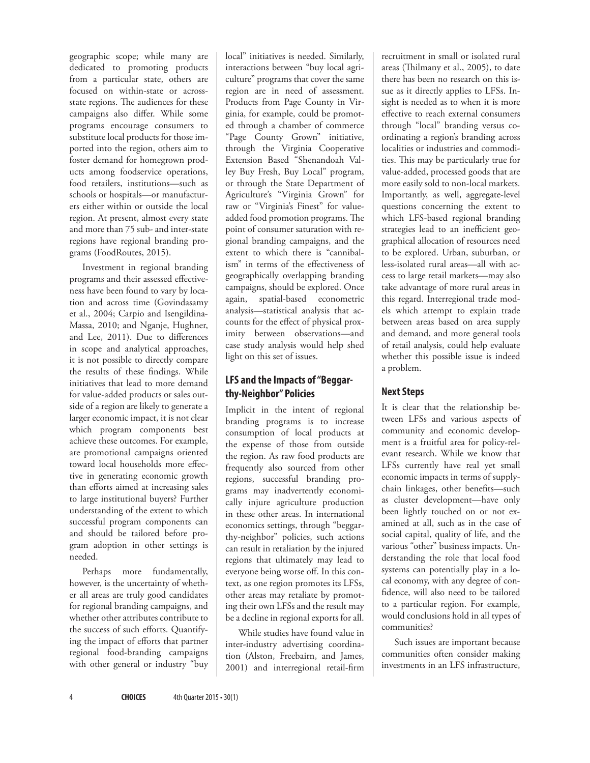geographic scope; while many are dedicated to promoting products from a particular state, others are focused on within-state or across-state regions. The audiences for these campaigns also differ. While some programs encourage consumers to substitute local products for those imported into the region, others aim to foster demand for homegrown products among foodservice operations, food retailers, institutions—such as schools or hospitals—or manufacturers either within or outside the local region. At present, almost every state and more than 75 sub- and inter-state regions have regional branding programs (FoodRoutes, 2015).

Investment in regional branding programs and their assessed effectiveness have been found to vary by location and across time (Govindasamy et al., 2004; Carpio and Isengildina-Massa, 2010; and Nganje, Hughner, and Lee, 2011). Due to differences in scope and analytical approaches, it is not possible to directly compare the results of these findings. While initiatives that lead to more demand for value-added products or sales outside of a region are likely to generate a larger economic impact, it is not clear which program components best achieve these outcomes. For example, are promotional campaigns oriented toward local households more effective in generating economic growth than efforts aimed at increasing sales to large institutional buyers? Further understanding of the extent to which successful program components can and should be tailored before program adoption in other settings is needed.

Perhaps more fundamentally, however, is the uncertainty of whether all areas are truly good candidates for regional branding campaigns, and whether other attributes contribute to the success of such efforts. Quantifying the impact of efforts that partner regional food-branding campaigns with other general or industry "buy local" initiatives is needed. Similarly, interactions between "buy local agriculture" programs that cover the same region are in need of assessment. Products from Page County in Virginia, for example, could be promoted through a chamber of commerce "Page County Grown" initiative, through the Virginia Cooperative Extension Based "Shenandoah Valley Buy Fresh, Buy Local" program, or through the State Department of Agriculture's "Virginia Grown" for raw or "Virginia's Finest" for value-added food promotion programs. The point of consumer saturation with regional branding campaigns, and the extent to which there is "cannibalism" in terms of the effectiveness of geographically overlapping branding campaigns, should be explored. Once again, spatial-based econometric analysis—statistical analysis that accounts for the effect of physical proximity between observations—and case study analysis would help shed light on this set of issues.

## LFS and the Impacts of "Beggar-thy-Neighbor" Policies

Implicit in the intent of regional branding programs is to increase consumption of local products at the expense of those from outside the region. As raw food products are frequently also sourced from other regions, successful branding programs may inadvertently economically injure agriculture production in these other areas. In international economics settings, through "beggar-thy-neighbor" policies, such actions can result in retaliation by the injured regions that ultimately may lead to everyone being worse off. In this context, as one region promotes its LFSs, other areas may retaliate by promoting their own LFSs and the result may be a decline in regional exports for all.

While studies have found value in inter-industry advertising coordination (Alston, Freebairn, and James, 2001) and interregional retail-firm recruitment in small or isolated rural areas (Thilmany et al., 2005), to date there has been no research on this issue as it directly applies to LFSs. Insight is needed as to when it is more effective to reach external consumers through "local" branding versus coordinating a region's branding across localities or industries and commodities. This may be particularly true for value-added, processed goods that are more easily sold to non-local markets. Importantly, as well, aggregate-level questions concerning the extent to which LFS-based regional branding strategies lead to an inefficient geographical allocation of resources need to be explored. Urban, suburban, or less-isolated rural areas—all with access to large retail markets—may also take advantage of more rural areas in this regard. Interregional trade models which attempt to explain trade between areas based on area supply and demand, and more general tools of retail analysis, could help evaluate whether this possible issue is indeed a problem.

## Next Steps

It is clear that the relationship between LFSs and various aspects of community and economic development is a fruitful area for policy-relevant research. While we know that LFSs currently have real yet small economic impacts in terms of supply-chain linkages, other benefits—such as cluster development—have only been lightly touched on or not examined at all, such as in the case of social capital, quality of life, and the various "other" business impacts. Understanding the role that local food systems can potentially play in a local economy, with any degree of confidence, will also need to be tailored to a particular region. For example, would conclusions hold in all types of communities?

Such issues are important because communities often consider making investments in an LFS infrastructure,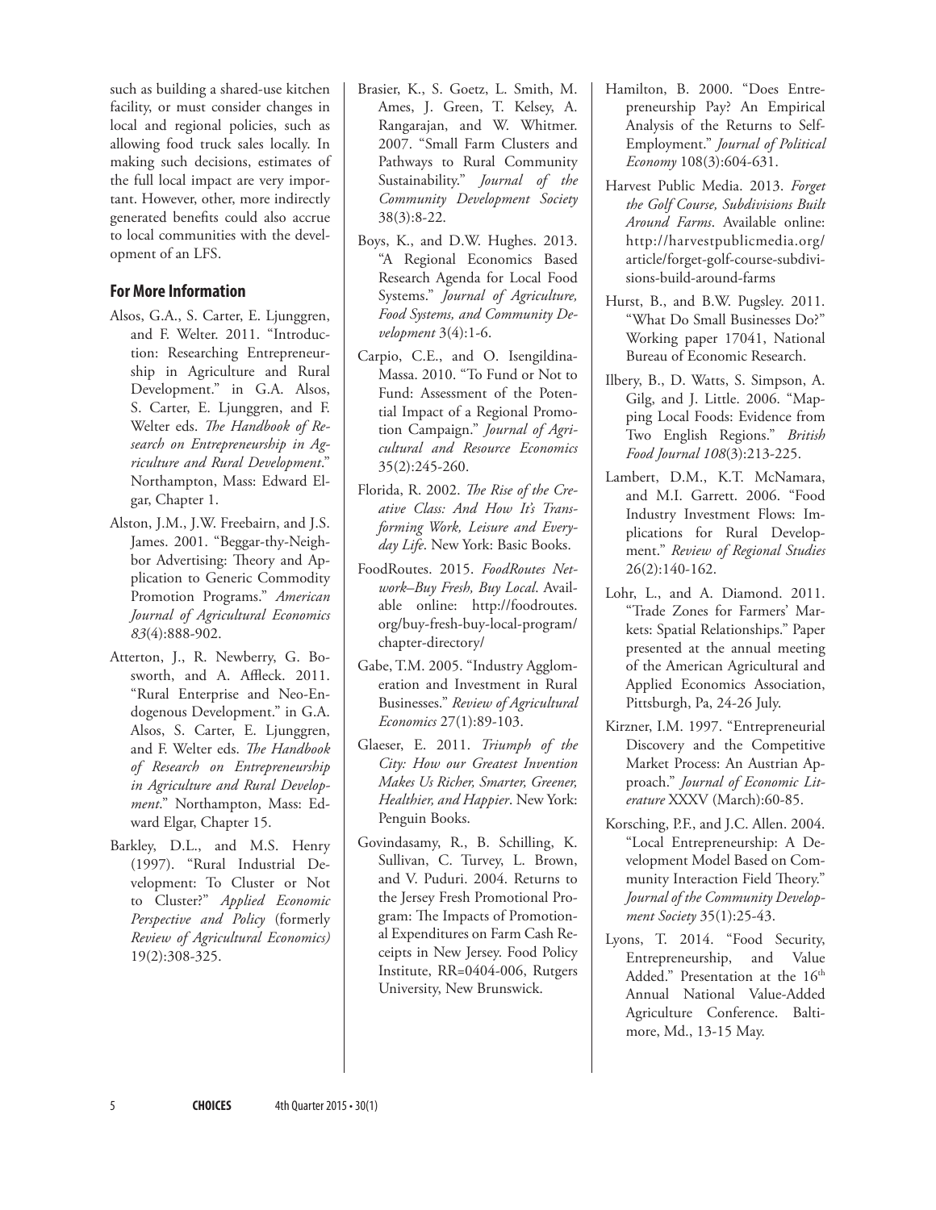such as building a shared-use kitchen facility, or must consider changes in local and regional policies, such as allowing food truck sales locally. In making such decisions, estimates of the full local impact are very important. However, other, more indirectly generated benefits could also accrue to local communities with the development of an LFS.

## For More Information

- Alsos, G.A., S. Carter, E. Ljunggren, and F. Welter. 2011. "Introduction: Researching Entrepreneurship in Agriculture and Rural Development." in G.A. Alsos, S. Carter, E. Ljunggren, and F. Welter eds. *The Handbook of Research on Entrepreneurship in Agriculture and Rural Development*." Northampton, Mass: Edward Elgar, Chapter 1.
- Alston, J.M., J.W. Freebairn, and J.S. James. 2001. "Beggar-thy-Neighbor Advertising: Theory and Application to Generic Commodity Promotion Programs." *American Journal of Agricultural Economics 83*(4):888-902.
- Atterton, J., R. Newberry, G. Bosworth, and A. Affleck. 2011. "Rural Enterprise and Neo-Endogenous Development." in G.A. Alsos, S. Carter, E. Ljunggren, and F. Welter eds. *The Handbook of Research on Entrepreneurship in Agriculture and Rural Development*." Northampton, Mass: Edward Elgar, Chapter 15.
- Barkley, D.L., and M.S. Henry (1997). "Rural Industrial Development: To Cluster or Not to Cluster?" *Applied Economic Perspective and Policy* (formerly *Review of Agricultural Economics)* 19(2):308-325.
- Brasier, K., S. Goetz, L. Smith, M. Ames, J. Green, T. Kelsey, A. Rangarajan, and W. Whitmer. 2007. "Small Farm Clusters and Pathways to Rural Community Sustainability." *Journal of the Community Development Society* 38(3):8-22.
- Boys, K., and D.W. Hughes. 2013. "A Regional Economics Based Research Agenda for Local Food Systems." *Journal of Agriculture, Food Systems, and Community Development* 3(4):1-6.
- Carpio, C.E., and O. Isengildina-Massa. 2010. "To Fund or Not to Fund: Assessment of the Potential Impact of a Regional Promotion Campaign." *Journal of Agricultural and Resource Economics* 35(2):245-260.
- Florida, R. 2002. *The Rise of the Creative Class: And How It's Transforming Work, Leisure and Everyday Life*. New York: Basic Books.
- FoodRoutes. 2015. *FoodRoutes Network–Buy Fresh, Buy Local*. Available online: http://foodroutes.org/buy-fresh-buy-local-program/chapter-directory/
- Gabe, T.M. 2005. "Industry Agglomeration and Investment in Rural Businesses." *Review of Agricultural Economics* 27(1):89-103.
- Glaeser, E. 2011. *Triumph of the City: How our Greatest Invention Makes Us Richer, Smarter, Greener, Healthier, and Happier*. New York: Penguin Books.
- Govindasamy, R., B. Schilling, K. Sullivan, C. Turvey, L. Brown, and V. Puduri. 2004. Returns to the Jersey Fresh Promotional Program: The Impacts of Promotional Expenditures on Farm Cash Receipts in New Jersey. Food Policy Institute, RR=0404-006, Rutgers University, New Brunswick.
- Hamilton, B. 2000. "Does Entrepreneurship Pay? An Empirical Analysis of the Returns to Self-Employment." *Journal of Political Economy* 108(3):604-631.
- Harvest Public Media. 2013. *Forget the Golf Course, Subdivisions Built Around Farms*. Available online: http://harvestpublicmedia.org/article/forget-golf-course-subdivisions-build-around-farms
- Hurst, B., and B.W. Pugsley. 2011. "What Do Small Businesses Do?" Working paper 17041, National Bureau of Economic Research.
- Ilbery, B., D. Watts, S. Simpson, A. Gilg, and J. Little. 2006. "Mapping Local Foods: Evidence from Two English Regions." *British Food Journal 108*(3):213-225.
- Lambert, D.M., K.T. McNamara, and M.I. Garrett. 2006. "Food Industry Investment Flows: Implications for Rural Development." *Review of Regional Studies* 26(2):140-162.
- Lohr, L., and A. Diamond. 2011. "Trade Zones for Farmers' Markets: Spatial Relationships." Paper presented at the annual meeting of the American Agricultural and Applied Economics Association, Pittsburgh, Pa, 24-26 July.
- Kirzner, I.M. 1997. "Entrepreneurial Discovery and the Competitive Market Process: An Austrian Approach." *Journal of Economic Literature* XXXV (March):60-85.
- Korsching, P.F., and J.C. Allen. 2004. "Local Entrepreneurship: A Development Model Based on Community Interaction Field Theory." *Journal of the Community Development Society* 35(1):25-43.
- Lyons, T. 2014. "Food Security, Entrepreneurship, and Value Added." Presentation at the 16th Annual National Value-Added Agriculture Conference. Baltimore, Md., 13-15 May.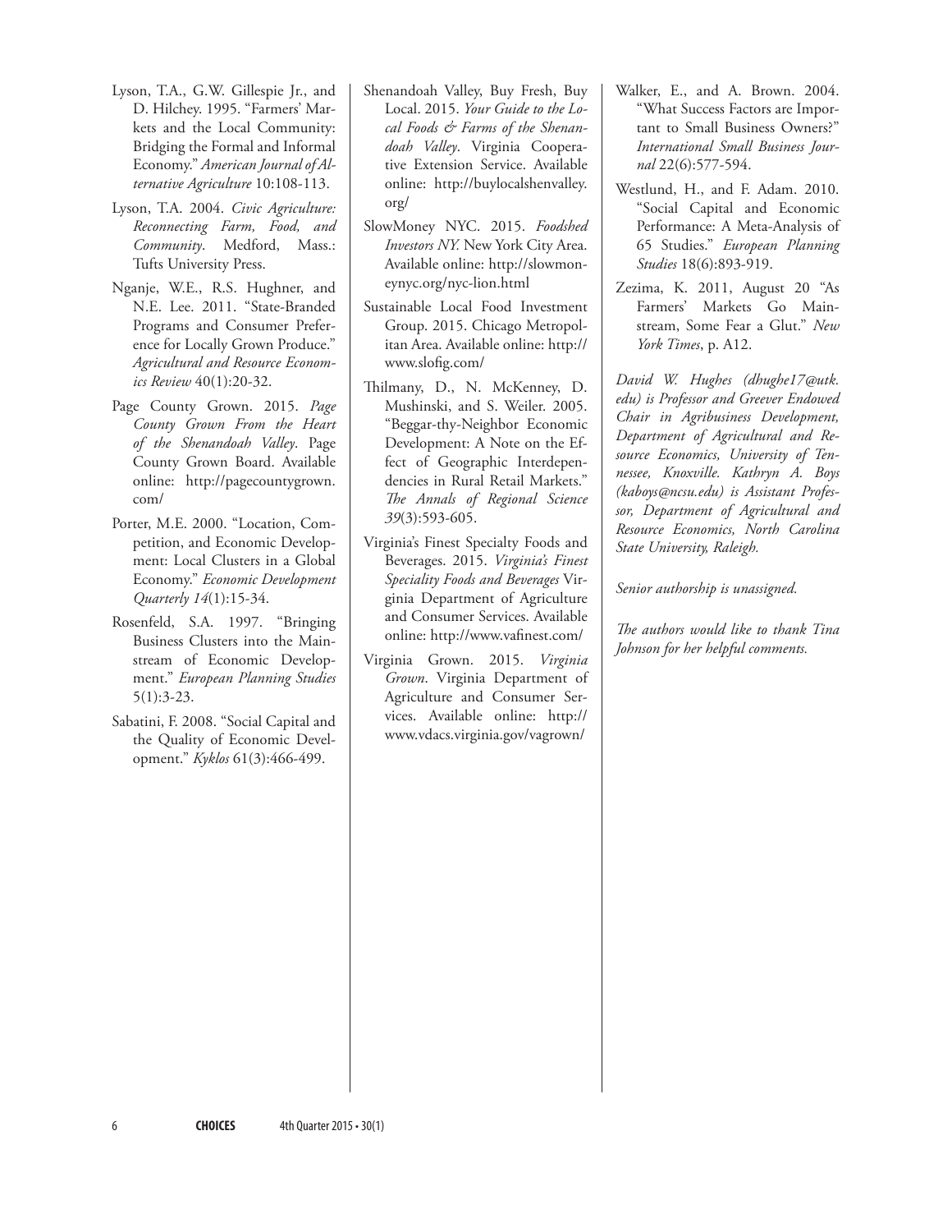Lyson, T.A., G.W. Gillespie Jr., and D. Hilchey. 1995. "Farmers' Markets and the Local Community: Bridging the Formal and Informal Economy." *American Journal of Alternative Agriculture* 10:108-113.

Lyson, T.A. 2004. *Civic Agriculture: Reconnecting Farm, Food, and Community*. Medford, Mass.: Tufts University Press.

Nganje, W.E., R.S. Hughner, and N.E. Lee. 2011. "State-Branded Programs and Consumer Preference for Locally Grown Produce." *Agricultural and Resource Economics Review* 40(1):20-32.

Page County Grown. 2015. *Page County Grown From the Heart of the Shenandoah Valley*. Page County Grown Board. Available online: http://pagecountygrown.com/

Porter, M.E. 2000. "Location, Competition, and Economic Development: Local Clusters in a Global Economy." *Economic Development Quarterly 14*(1):15-34.

Rosenfeld, S.A. 1997. "Bringing Business Clusters into the Mainstream of Economic Development." *European Planning Studies* 5(1):3-23.

Sabatini, F. 2008. "Social Capital and the Quality of Economic Development." *Kyklos* 61(3):466-499.

Shenandoah Valley, Buy Fresh, Buy Local. 2015. *Your Guide to the Local Foods & Farms of the Shenandoah Valley*. Virginia Cooperative Extension Service. Available online: http://buylocalshenvalley.org/

SlowMoney NYC. 2015. *Foodshed Investors NY.* New York City Area. Available online: http://slowmoneynyc.org/nyc-lion.html

Sustainable Local Food Investment Group. 2015. Chicago Metropolitan Area. Available online: http://www.slofig.com/

Thilmany, D., N. McKenney, D. Mushinski, and S. Weiler. 2005. "Beggar-thy-Neighbor Economic Development: A Note on the Effect of Geographic Interdependencies in Rural Retail Markets." *The Annals of Regional Science 39*(3):593-605.

Virginia's Finest Specialty Foods and Beverages. 2015. *Virginia's Finest Speciality Foods and Beverages* Virginia Department of Agriculture and Consumer Services. Available online: http://www.vafinest.com/

Virginia Grown. 2015. *Virginia Grown*. Virginia Department of Agriculture and Consumer Services. Available online: http://www.vdacs.virginia.gov/vagrown/

Walker, E., and A. Brown. 2004. "What Success Factors are Important to Small Business Owners?" *International Small Business Journal* 22(6):577-594.

Westlund, H., and F. Adam. 2010. "Social Capital and Economic Performance: A Meta-Analysis of 65 Studies." *European Planning Studies* 18(6):893-919.

Zezima, K. 2011, August 20 "As Farmers' Markets Go Mainstream, Some Fear a Glut." *New York Times*, p. A12.

*David W. Hughes (dhughe17@utk.edu) is Professor and Greever Endowed Chair in Agribusiness Development, Department of Agricultural and Resource Economics, University of Tennessee, Knoxville. Kathryn A. Boys (kaboys@ncsu.edu) is Assistant Professor, Department of Agricultural and Resource Economics, North Carolina State University, Raleigh.*

*Senior authorship is unassigned.*

*The authors would like to thank Tina Johnson for her helpful comments.*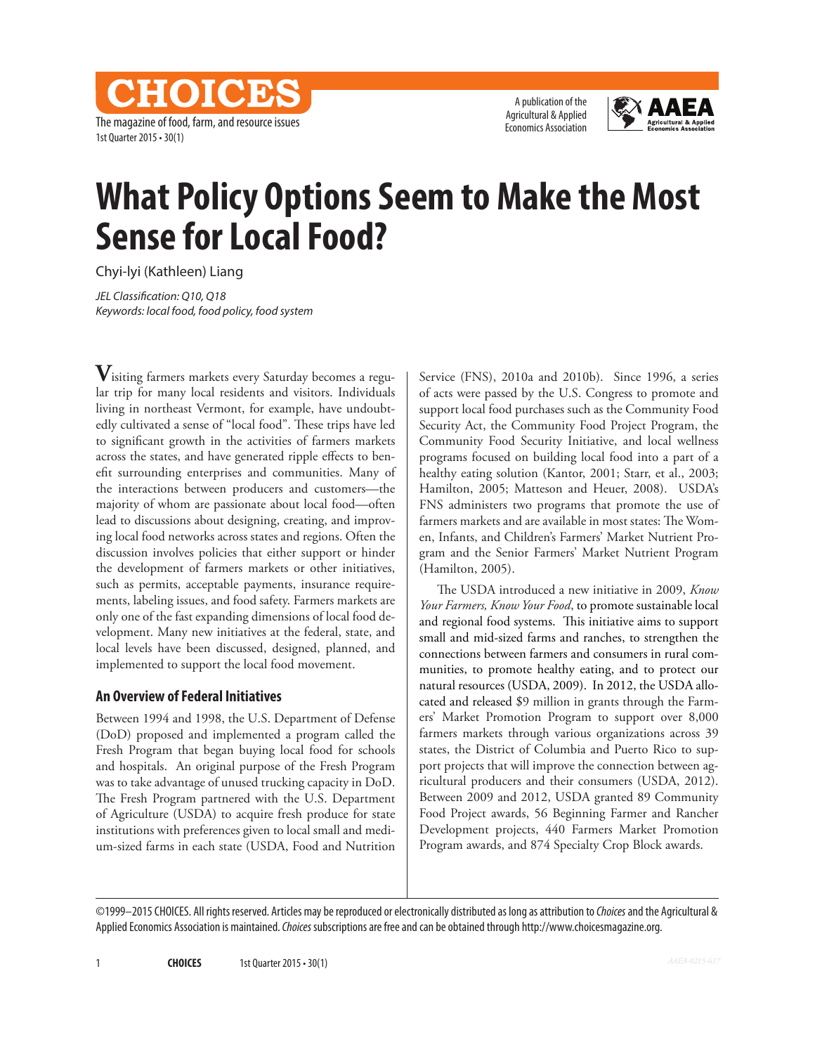# What Policy Options Seem to Make the Most Sense for Local Food?

Chyi-lyi (Kathleen) Liang

*JEL Classification: Q10, Q18*
*Keywords: local food, food policy, food system*

Visiting farmers markets every Saturday becomes a regular trip for many local residents and visitors. Individuals living in northeast Vermont, for example, have undoubtedly cultivated a sense of "local food". These trips have led to significant growth in the activities of farmers markets across the states, and have generated ripple effects to benefit surrounding enterprises and communities. Many of the interactions between producers and customers—the majority of whom are passionate about local food—often lead to discussions about designing, creating, and improving local food networks across states and regions. Often the discussion involves policies that either support or hinder the development of farmers markets or other initiatives, such as permits, acceptable payments, insurance requirements, labeling issues, and food safety. Farmers markets are only one of the fast expanding dimensions of local food development. Many new initiatives at the federal, state, and local levels have been discussed, designed, planned, and implemented to support the local food movement.

## An Overview of Federal Initiatives

Between 1994 and 1998, the U.S. Department of Defense (DoD) proposed and implemented a program called the Fresh Program that began buying local food for schools and hospitals. An original purpose of the Fresh Program was to take advantage of unused trucking capacity in DoD. The Fresh Program partnered with the U.S. Department of Agriculture (USDA) to acquire fresh produce for state institutions with preferences given to local small and medium-sized farms in each state (USDA, Food and Nutrition Service (FNS), 2010a and 2010b). Since 1996, a series of acts were passed by the U.S. Congress to promote and support local food purchases such as the Community Food Security Act, the Community Food Project Program, the Community Food Security Initiative, and local wellness programs focused on building local food into a part of a healthy eating solution (Kantor, 2001; Starr, et al., 2003; Hamilton, 2005; Matteson and Heuer, 2008). USDA's FNS administers two programs that promote the use of farmers markets and are available in most states: The Women, Infants, and Children's Farmers' Market Nutrient Program and the Senior Farmers' Market Nutrient Program (Hamilton, 2005).

The USDA introduced a new initiative in 2009, *Know Your Farmers, Know Your Food*, to promote sustainable local and regional food systems. This initiative aims to support small and mid-sized farms and ranches, to strengthen the connections between farmers and consumers in rural communities, to promote healthy eating, and to protect our natural resources (USDA, 2009). In 2012, the USDA allocated and released $9 million in grants through the Farmers' Market Promotion Program to support over 8,000 farmers markets through various organizations across 39 states, the District of Columbia and Puerto Rico to support projects that will improve the connection between agricultural producers and their consumers (USDA, 2012). Between 2009 and 2012, USDA granted 89 Community Food Project awards, 56 Beginning Farmer and Rancher Development projects, 440 Farmers Market Promotion Program awards, and 874 Specialty Crop Block awards.

©1999–2015 CHOICES. All rights reserved. Articles may be reproduced or electronically distributed as long as attribution to *Choices* and the Agricultural & Applied Economics Association is maintained. *Choices* subscriptions are free and can be obtained through http://www.choicesmagazine.org.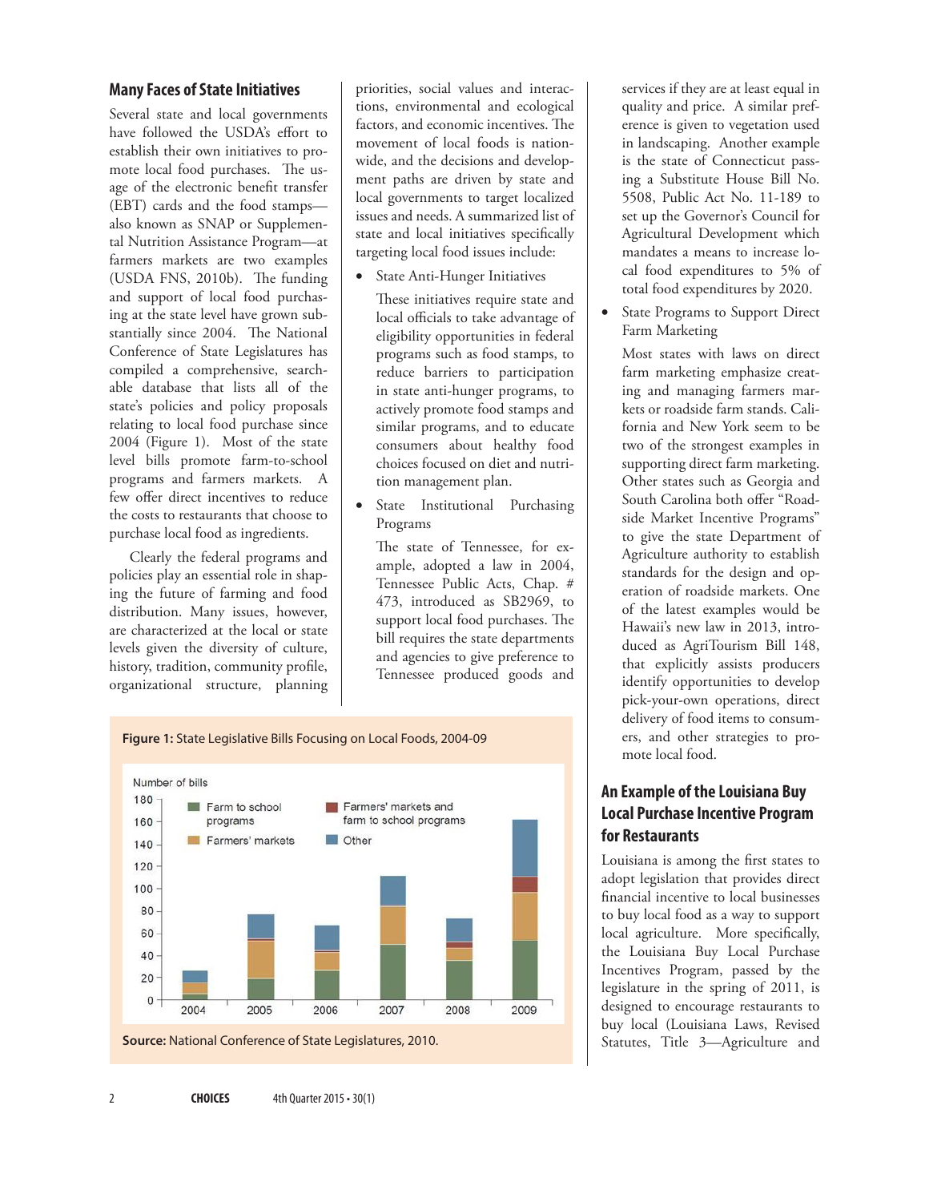## Many Faces of State Initiatives

Several state and local governments have followed the USDA's effort to establish their own initiatives to promote local food purchases. The usage of the electronic benefit transfer (EBT) cards and the food stamps—also known as SNAP or Supplemental Nutrition Assistance Program—at farmers markets are two examples (USDA FNS, 2010b). The funding and support of local food purchasing at the state level have grown substantially since 2004. The National Conference of State Legislatures has compiled a comprehensive, searchable database that lists all of the state's policies and policy proposals relating to local food purchase since 2004 (Figure 1). Most of the state level bills promote farm-to-school programs and farmers markets. A few offer direct incentives to reduce the costs to restaurants that choose to purchase local food as ingredients.

Clearly the federal programs and policies play an essential role in shaping the future of farming and food distribution. Many issues, however, are characterized at the local or state levels given the diversity of culture, history, tradition, community profile, organizational structure, planning priorities, social values and interactions, environmental and ecological factors, and economic incentives. The movement of local foods is nationwide, and the decisions and development paths are driven by state and local governments to target localized issues and needs. A summarized list of state and local initiatives specifically targeting local food issues include:

- State Anti-Hunger Initiatives

  These initiatives require state and local officials to take advantage of eligibility opportunities in federal programs such as food stamps, to reduce barriers to participation in state anti-hunger programs, to actively promote food stamps and similar programs, and to educate consumers about healthy food choices focused on diet and nutrition management plan.

- State Institutional Purchasing Programs

  The state of Tennessee, for example, adopted a law in 2004, Tennessee Public Acts, Chap. # 473, introduced as SB2969, to support local food purchases. The bill requires the state departments and agencies to give preference to Tennessee produced goods and services if they are at least equal in quality and price. A similar preference is given to vegetation used in landscaping. Another example is the state of Connecticut passing a Substitute House Bill No. 5508, Public Act No. 11-189 to set up the Governor's Council for Agricultural Development which mandates a means to increase local food expenditures to 5% of total food expenditures by 2020.

- State Programs to Support Direct Farm Marketing

  Most states with laws on direct farm marketing emphasize creating and managing farmers markets or roadside farm stands. California and New York seem to be two of the strongest examples in supporting direct farm marketing. Other states such as Georgia and South Carolina both offer "Roadside Market Incentive Programs" to give the state Department of Agriculture authority to establish standards for the design and operation of roadside markets. One of the latest examples would be Hawaii's new law in 2013, introduced as AgriTourism Bill 148, that explicitly assists producers identify opportunities to develop pick-your-own operations, direct delivery of food items to consumers, and other strategies to promote local food.

**Figure 1:** State Legislative Bills Focusing on Local Foods, 2004-09

**Source:** National Conference of State Legislatures, 2010.

## An Example of the Louisiana Buy Local Purchase Incentive Program for Restaurants

Louisiana is among the first states to adopt legislation that provides direct financial incentive to local businesses to buy local food as a way to support local agriculture. More specifically, the Louisiana Buy Local Purchase Incentives Program, passed by the legislature in the spring of 2011, is designed to encourage restaurants to buy local (Louisiana Laws, Revised Statutes, Title 3—Agriculture and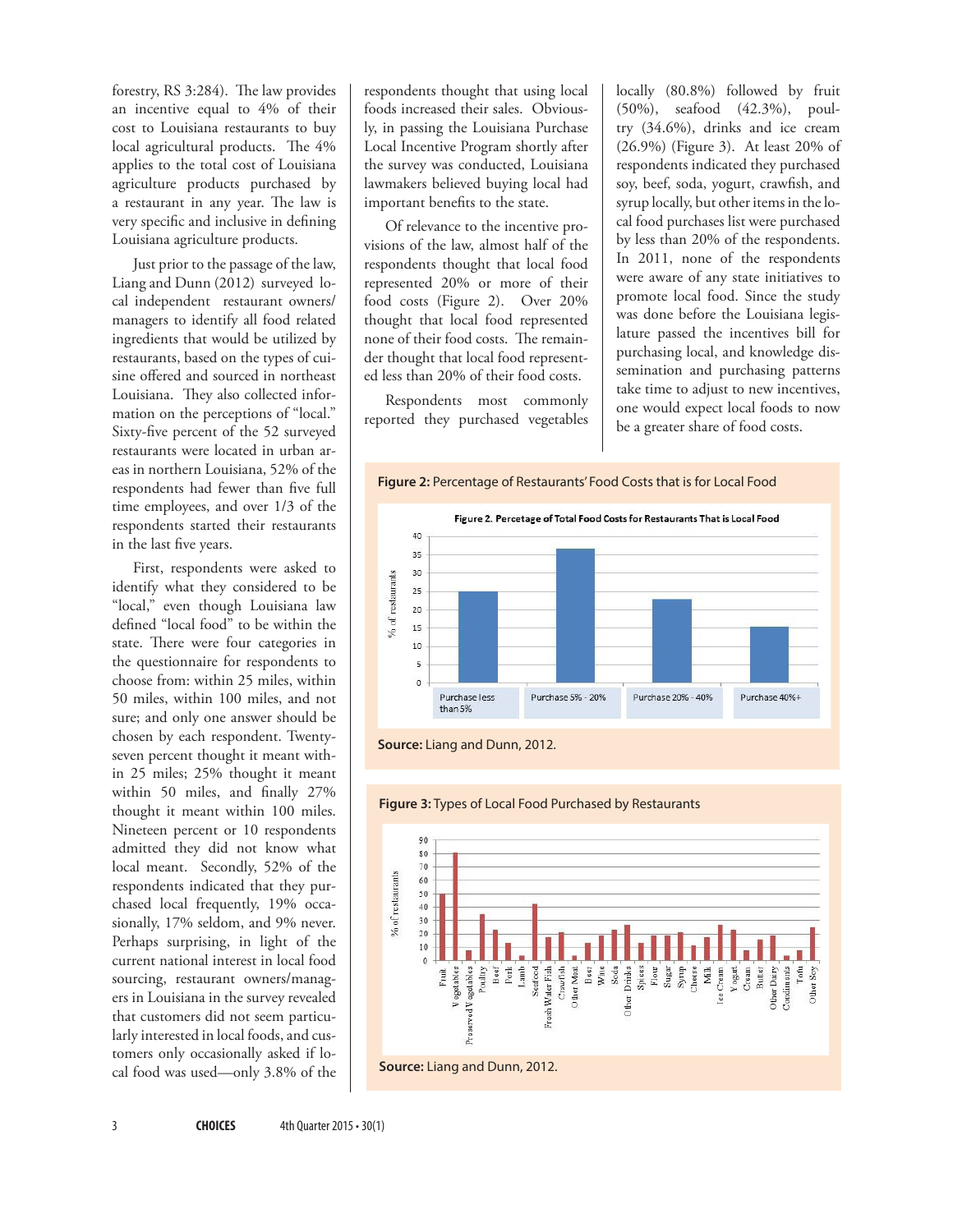forestry, RS 3:284). The law provides an incentive equal to 4% of their cost to Louisiana restaurants to buy local agricultural products. The 4% applies to the total cost of Louisiana agriculture products purchased by a restaurant in any year. The law is very specific and inclusive in defining Louisiana agriculture products.

Just prior to the passage of the law, Liang and Dunn (2012) surveyed local independent restaurant owners/managers to identify all food related ingredients that would be utilized by restaurants, based on the types of cuisine offered and sourced in northeast Louisiana. They also collected information on the perceptions of "local." Sixty-five percent of the 52 surveyed restaurants were located in urban areas in northern Louisiana, 52% of the respondents had fewer than five full time employees, and over 1/3 of the respondents started their restaurants in the last five years.

First, respondents were asked to identify what they considered to be "local," even though Louisiana law defined "local food" to be within the state. There were four categories in the questionnaire for respondents to choose from: within 25 miles, within 50 miles, within 100 miles, and not sure; and only one answer should be chosen by each respondent. Twenty-seven percent thought it meant within 25 miles; 25% thought it meant within 50 miles, and finally 27% thought it meant within 100 miles. Nineteen percent or 10 respondents admitted they did not know what local meant. Secondly, 52% of the respondents indicated that they purchased local frequently, 19% occasionally, 17% seldom, and 9% never. Perhaps surprising, in light of the current national interest in local food sourcing, restaurant owners/managers in Louisiana in the survey revealed that customers did not seem particularly interested in local foods, and customers only occasionally asked if local food was used—only 3.8% of the respondents thought that using local foods increased their sales. Obviously, in passing the Louisiana Purchase Local Incentive Program shortly after the survey was conducted, Louisiana lawmakers believed buying local had important benefits to the state.

Of relevance to the incentive provisions of the law, almost half of the respondents thought that local food represented 20% or more of their food costs (Figure 2). Over 20% thought that local food represented none of their food costs. The remainder thought that local food represented less than 20% of their food costs.

Respondents most commonly reported they purchased vegetables locally (80.8%) followed by fruit (50%), seafood (42.3%), poultry (34.6%), drinks and ice cream (26.9%) (Figure 3). At least 20% of respondents indicated they purchased soy, beef, soda, yogurt, crawfish, and syrup locally, but other items in the local food purchases list were purchased by less than 20% of the respondents. In 2011, none of the respondents were aware of any state initiatives to promote local food. Since the study was done before the Louisiana legislature passed the incentives bill for purchasing local, and knowledge dissemination and purchasing patterns take time to adjust to new incentives, one would expect local foods to now be a greater share of food costs.

**Figure 2:** Percentage of Restaurants' Food Costs that is for Local Food

Figure 2. Percetage of Total Food Costs for Restaurants That is Local Food

| Category | % of restaurants (approx.) |
|---|---|
| Purchase less than 5% | 25 |
| Purchase 5% - 20% | 36.5 |
| Purchase 20% - 40% | 23 |
| Purchase 40%+ | 15.4 |

**Source:** Liang and Dunn, 2012.

**Figure 3:** Types of Local Food Purchased by Restaurants

| Item | % of restaurants (approx.) |
|---|---|
| Fruit | 50 |
| Vegetables | 80.8 |
| Preserved Vegetables | 8 |
| Poultry | 34.6 |
| Beef | 23 |
| Pork | 13 |
| Lamb | 4 |
| Seafood | 42.3 |
| Fresh Water Fish | 17 |
| Crawfish | 21 |
| Other Meat | 4 |
| Beer | 13 |
| Wine | 19 |
| Soda | 23 |
| Other Drinks | 26.9 |
| Spices | 13 |
| Flour | 19 |
| Sugar | 19 |
| Syrup | 21 |
| Cheese | 11.5 |
| Milk | 17 |
| Ice Cream | 26.9 |
| Yogurt | 23 |
| Cream | 8 |
| Butter | 15.4 |
| Other Dairy | 19 |
| Condiments | 4 |
| Tofu | 8 |
| Other Soy | 25 |

**Source:** Liang and Dunn, 2012.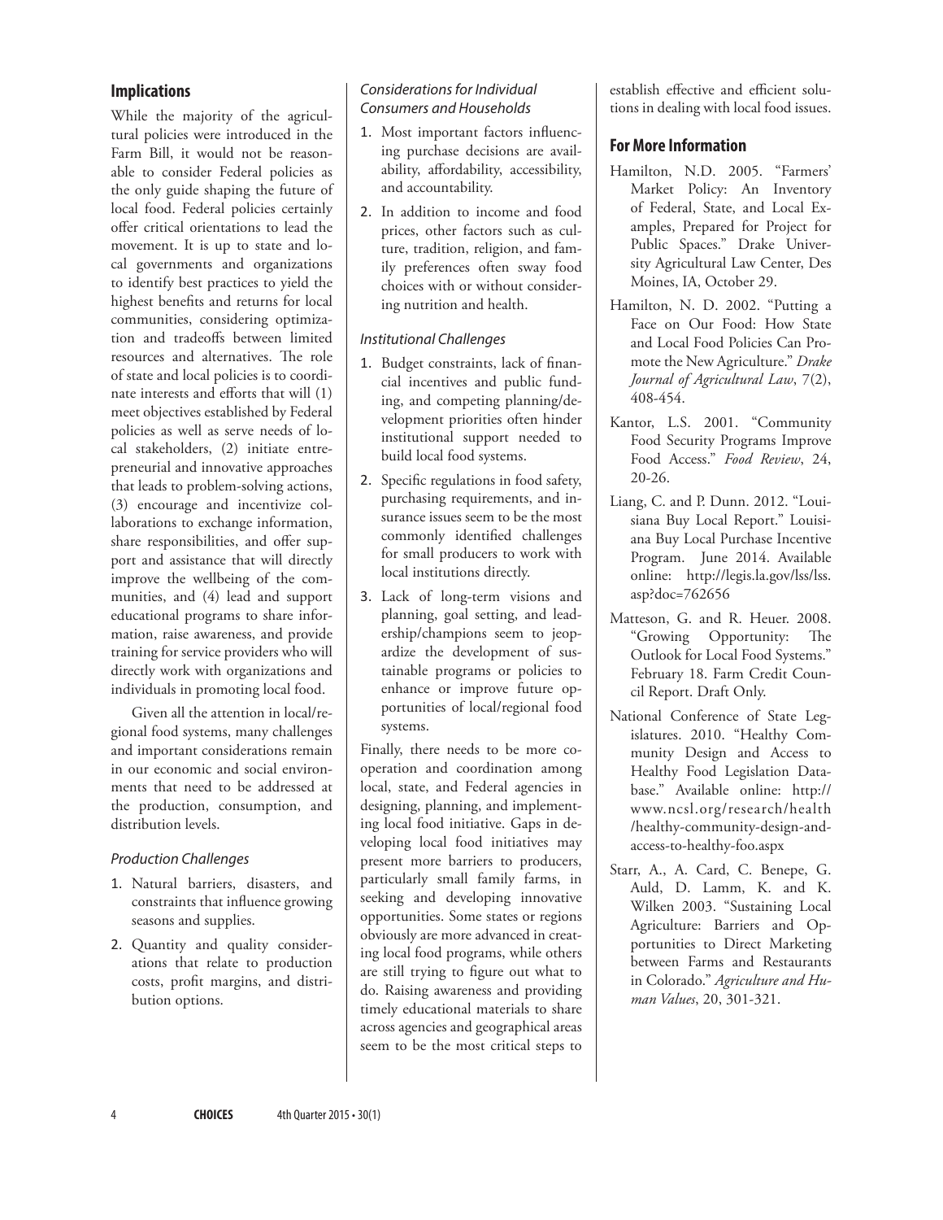## Implications

While the majority of the agricultural policies were introduced in the Farm Bill, it would not be reasonable to consider Federal policies as the only guide shaping the future of local food. Federal policies certainly offer critical orientations to lead the movement. It is up to state and local governments and organizations to identify best practices to yield the highest benefits and returns for local communities, considering optimization and tradeoffs between limited resources and alternatives. The role of state and local policies is to coordinate interests and efforts that will (1) meet objectives established by Federal policies as well as serve needs of local stakeholders, (2) initiate entrepreneurial and innovative approaches that leads to problem-solving actions, (3) encourage and incentivize collaborations to exchange information, share responsibilities, and offer support and assistance that will directly improve the wellbeing of the communities, and (4) lead and support educational programs to share information, raise awareness, and provide training for service providers who will directly work with organizations and individuals in promoting local food.

Given all the attention in local/regional food systems, many challenges and important considerations remain in our economic and social environments that need to be addressed at the production, consumption, and distribution levels.

### *Production Challenges*

1. Natural barriers, disasters, and constraints that influence growing seasons and supplies.
2. Quantity and quality considerations that relate to production costs, profit margins, and distribution options.

### *Considerations for Individual Consumers and Households*

1. Most important factors influencing purchase decisions are availability, affordability, accessibility, and accountability.
2. In addition to income and food prices, other factors such as culture, tradition, religion, and family preferences often sway food choices with or without considering nutrition and health.

### *Institutional Challenges*

1. Budget constraints, lack of financial incentives and public funding, and competing planning/development priorities often hinder institutional support needed to build local food systems.
2. Specific regulations in food safety, purchasing requirements, and insurance issues seem to be the most commonly identified challenges for small producers to work with local institutions directly.
3. Lack of long-term visions and planning, goal setting, and leadership/champions seem to jeopardize the development of sustainable programs or policies to enhance or improve future opportunities of local/regional food systems.

Finally, there needs to be more cooperation and coordination among local, state, and Federal agencies in designing, planning, and implementing local food initiative. Gaps in developing local food initiatives may present more barriers to producers, particularly small family farms, in seeking and developing innovative opportunities. Some states or regions obviously are more advanced in creating local food programs, while others are still trying to figure out what to do. Raising awareness and providing timely educational materials to share across agencies and geographical areas seem to be the most critical steps to establish effective and efficient solutions in dealing with local food issues.

## For More Information

Hamilton, N.D. 2005. "Farmers' Market Policy: An Inventory of Federal, State, and Local Examples, Prepared for Project for Public Spaces." Drake University Agricultural Law Center, Des Moines, IA, October 29.

Hamilton, N. D. 2002. "Putting a Face on Our Food: How State and Local Food Policies Can Promote the New Agriculture." *Drake Journal of Agricultural Law*, 7(2), 408-454.

Kantor, L.S. 2001. "Community Food Security Programs Improve Food Access." *Food Review*, 24, 20-26.

Liang, C. and P. Dunn. 2012. "Louisiana Buy Local Report." Louisiana Buy Local Purchase Incentive Program. June 2014. Available online: http://legis.la.gov/lss/lss.asp?doc=762656

Matteson, G. and R. Heuer. 2008. "Growing Opportunity: The Outlook for Local Food Systems." February 18. Farm Credit Council Report. Draft Only.

National Conference of State Legislatures. 2010. "Healthy Community Design and Access to Healthy Food Legislation Database." Available online: http://www.ncsl.org/research/health/healthy-community-design-and-access-to-healthy-foo.aspx

Starr, A., A. Card, C. Benepe, G. Auld, D. Lamm, K. and K. Wilken 2003. "Sustaining Local Agriculture: Barriers and Opportunities to Direct Marketing between Farms and Restaurants in Colorado." *Agriculture and Human Values*, 20, 301-321.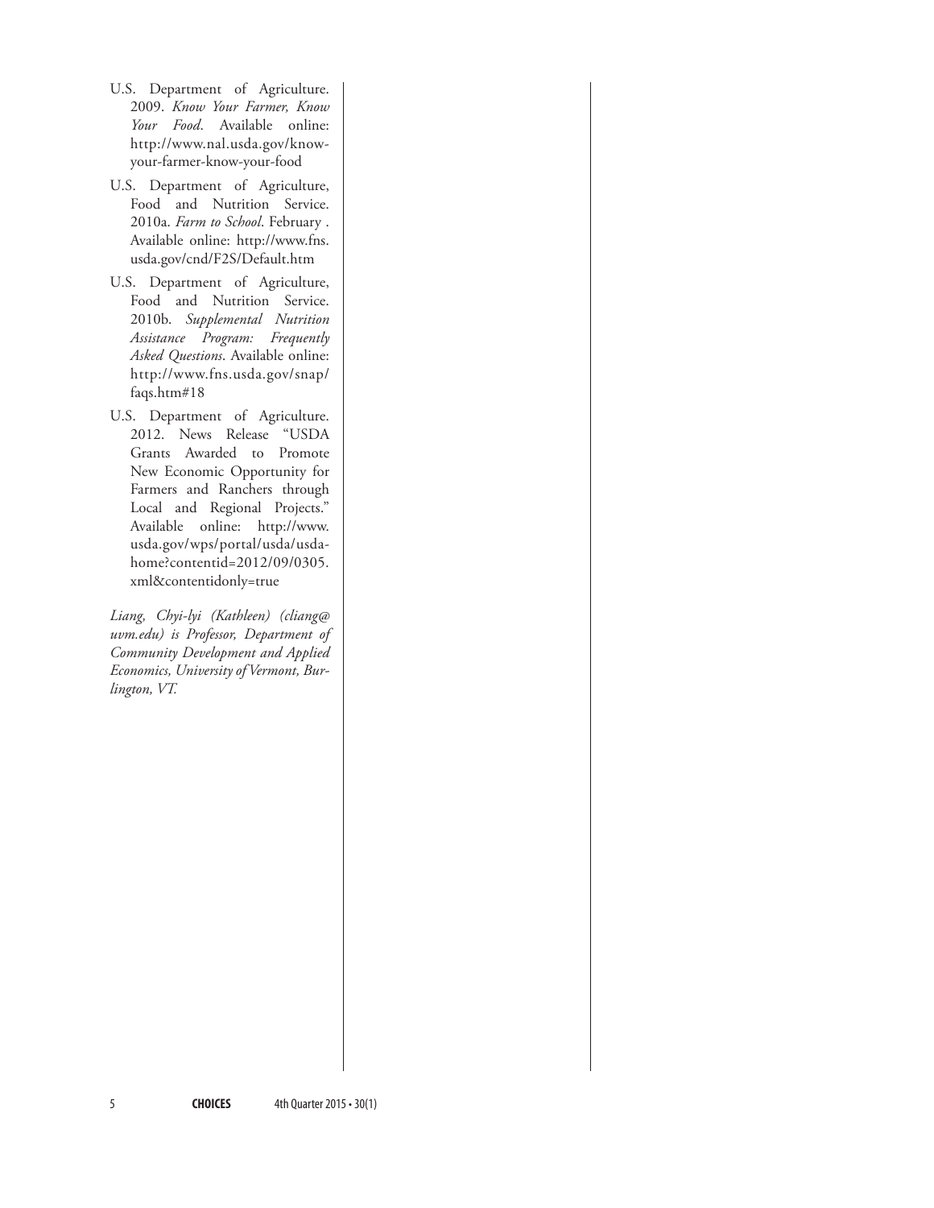U.S. Department of Agriculture. 2009. *Know Your Farmer, Know Your Food*. Available online: http://www.nal.usda.gov/know-your-farmer-know-your-food

U.S. Department of Agriculture, Food and Nutrition Service. 2010a. *Farm to School*. February . Available online: http://www.fns.usda.gov/cnd/F2S/Default.htm

U.S. Department of Agriculture, Food and Nutrition Service. 2010b. *Supplemental Nutrition Assistance Program: Frequently Asked Questions*. Available online: http://www.fns.usda.gov/snap/faqs.htm#18

U.S. Department of Agriculture. 2012. News Release "USDA Grants Awarded to Promote New Economic Opportunity for Farmers and Ranchers through Local and Regional Projects." Available online: http://www.usda.gov/wps/portal/usda/usdahome?contentid=2012/09/0305.xml&contentidonly=true

*Liang, Chyi-lyi (Kathleen) (cliang@uvm.edu) is Professor, Department of Community Development and Applied Economics, University of Vermont, Burlington, VT.*